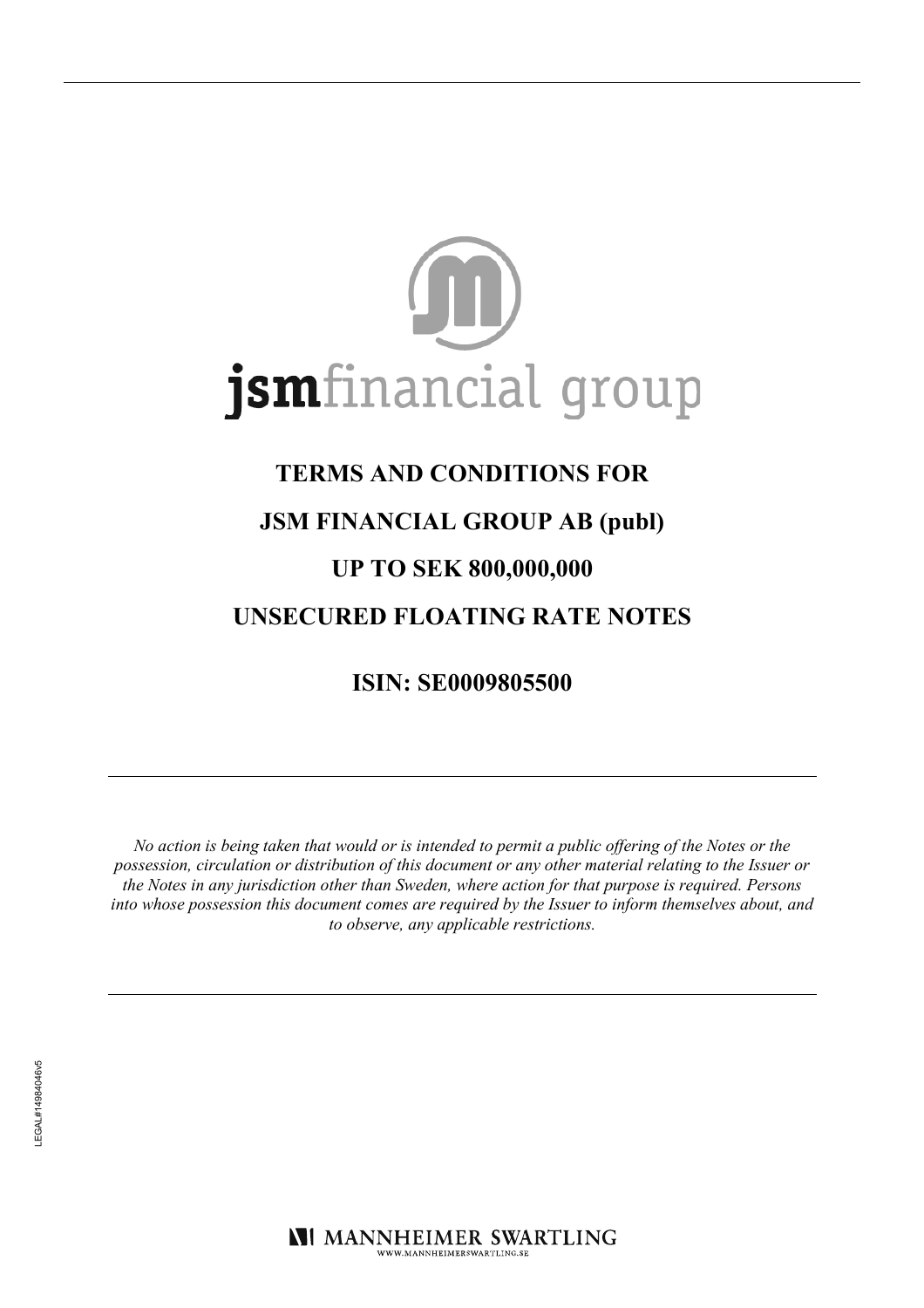jsmfinancial group

# TERMS AND CONDITIONS FOR

# JSM FINANCIAL GROUP AB (publ)

# UP TO SEK 800,000,000

# UNSECURED FLOATING RATE NOTES

## ISIN: SE0009805500

---

*No action is being taken that would or is intended to permit a public offering of the Notes or the possession, circulation or distribution of this document or any other material relating to the Issuer or the Notes in any jurisdiction other than Sweden, where action for that purpose is required. Persons into whose possession this document comes are required by the Issuer to inform themselves about, and to observe, any applicable restrictions.*

---

LEGAL#14984046v5

MANNHEIMER SWARTLING
WWW.MANNHEIMERSWARTLING.SE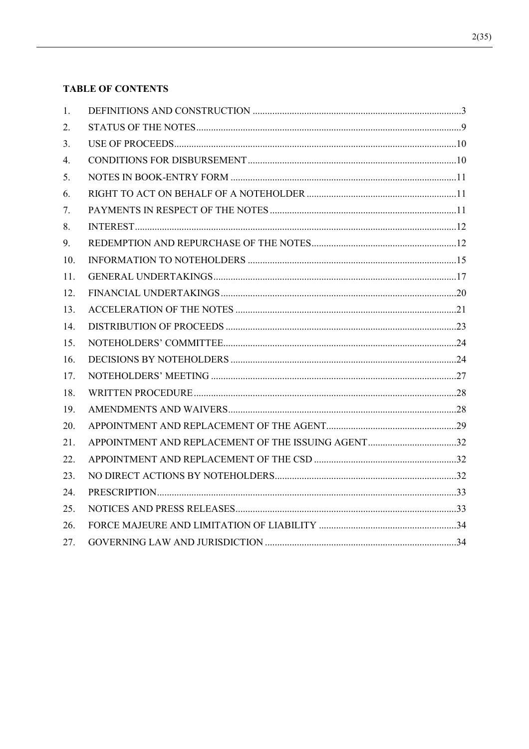**TABLE OF CONTENTS**

| | | |
|---|---|---|
| 1. | DEFINITIONS AND CONSTRUCTION | 3 |
| 2. | STATUS OF THE NOTES | 9 |
| 3. | USE OF PROCEEDS | 10 |
| 4. | CONDITIONS FOR DISBURSEMENT | 10 |
| 5. | NOTES IN BOOK-ENTRY FORM | 11 |
| 6. | RIGHT TO ACT ON BEHALF OF A NOTEHOLDER | 11 |
| 7. | PAYMENTS IN RESPECT OF THE NOTES | 11 |
| 8. | INTEREST | 12 |
| 9. | REDEMPTION AND REPURCHASE OF THE NOTES | 12 |
| 10. | INFORMATION TO NOTEHOLDERS | 15 |
| 11. | GENERAL UNDERTAKINGS | 17 |
| 12. | FINANCIAL UNDERTAKINGS | 20 |
| 13. | ACCELERATION OF THE NOTES | 21 |
| 14. | DISTRIBUTION OF PROCEEDS | 23 |
| 15. | NOTEHOLDERS' COMMITTEE | 24 |
| 16. | DECISIONS BY NOTEHOLDERS | 24 |
| 17. | NOTEHOLDERS' MEETING | 27 |
| 18. | WRITTEN PROCEDURE | 28 |
| 19. | AMENDMENTS AND WAIVERS | 28 |
| 20. | APPOINTMENT AND REPLACEMENT OF THE AGENT | 29 |
| 21. | APPOINTMENT AND REPLACEMENT OF THE ISSUING AGENT | 32 |
| 22. | APPOINTMENT AND REPLACEMENT OF THE CSD | 32 |
| 23. | NO DIRECT ACTIONS BY NOTEHOLDERS | 32 |
| 24. | PRESCRIPTION | 33 |
| 25. | NOTICES AND PRESS RELEASES | 33 |
| 26. | FORCE MAJEURE AND LIMITATION OF LIABILITY | 34 |
| 27. | GOVERNING LAW AND JURISDICTION | 34 |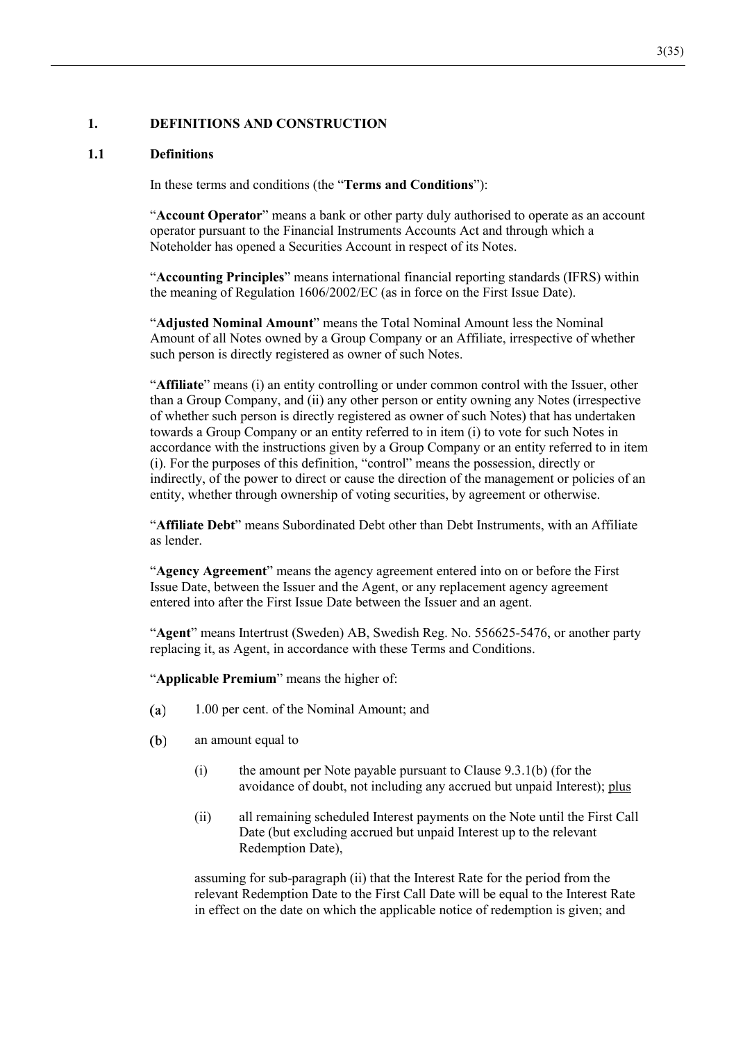## 1. DEFINITIONS AND CONSTRUCTION

### 1.1 Definitions

In these terms and conditions (the "**Terms and Conditions**"):

"**Account Operator**" means a bank or other party duly authorised to operate as an account operator pursuant to the Financial Instruments Accounts Act and through which a Noteholder has opened a Securities Account in respect of its Notes.

"**Accounting Principles**" means international financial reporting standards (IFRS) within the meaning of Regulation 1606/2002/EC (as in force on the First Issue Date).

"**Adjusted Nominal Amount**" means the Total Nominal Amount less the Nominal Amount of all Notes owned by a Group Company or an Affiliate, irrespective of whether such person is directly registered as owner of such Notes.

"**Affiliate**" means (i) an entity controlling or under common control with the Issuer, other than a Group Company, and (ii) any other person or entity owning any Notes (irrespective of whether such person is directly registered as owner of such Notes) that has undertaken towards a Group Company or an entity referred to in item (i) to vote for such Notes in accordance with the instructions given by a Group Company or an entity referred to in item (i). For the purposes of this definition, "control" means the possession, directly or indirectly, of the power to direct or cause the direction of the management or policies of an entity, whether through ownership of voting securities, by agreement or otherwise.

"**Affiliate Debt**" means Subordinated Debt other than Debt Instruments, with an Affiliate as lender.

"**Agency Agreement**" means the agency agreement entered into on or before the First Issue Date, between the Issuer and the Agent, or any replacement agency agreement entered into after the First Issue Date between the Issuer and an agent.

"**Agent**" means Intertrust (Sweden) AB, Swedish Reg. No. 556625-5476, or another party replacing it, as Agent, in accordance with these Terms and Conditions.

"**Applicable Premium**" means the higher of:

(a) 1.00 per cent. of the Nominal Amount; and

(b) an amount equal to

  (i) the amount per Note payable pursuant to Clause 9.3.1(b) (for the avoidance of doubt, not including any accrued but unpaid Interest); plus

  (ii) all remaining scheduled Interest payments on the Note until the First Call Date (but excluding accrued but unpaid Interest up to the relevant Redemption Date),

  assuming for sub-paragraph (ii) that the Interest Rate for the period from the relevant Redemption Date to the First Call Date will be equal to the Interest Rate in effect on the date on which the applicable notice of redemption is given; and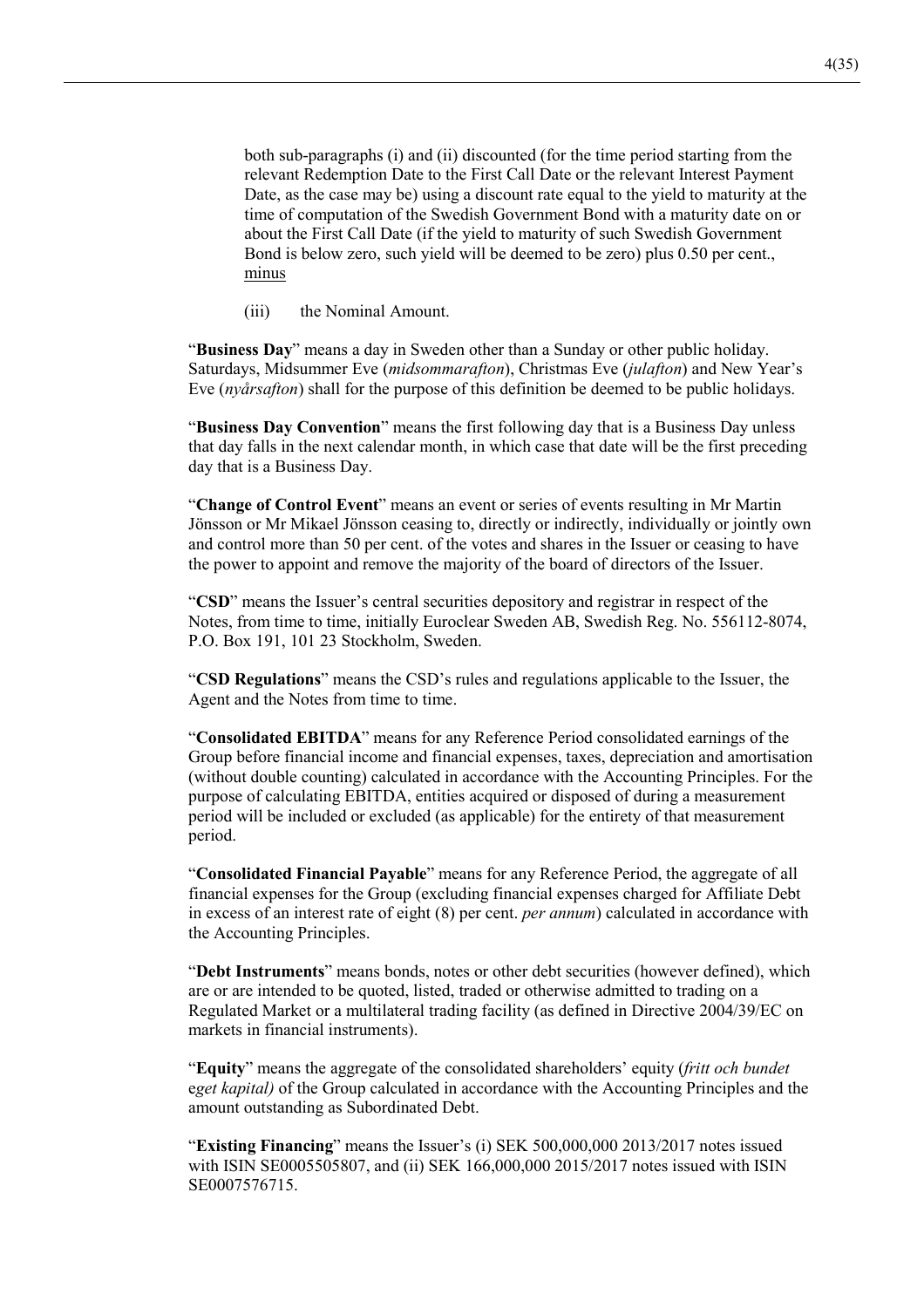both sub-paragraphs (i) and (ii) discounted (for the time period starting from the relevant Redemption Date to the First Call Date or the relevant Interest Payment Date, as the case may be) using a discount rate equal to the yield to maturity at the time of computation of the Swedish Government Bond with a maturity date on or about the First Call Date (if the yield to maturity of such Swedish Government Bond is below zero, such yield will be deemed to be zero) plus 0.50 per cent., <u>minus</u>

(iii) the Nominal Amount.

"**Business Day**" means a day in Sweden other than a Sunday or other public holiday. Saturdays, Midsummer Eve (*midsommarafton*), Christmas Eve (*julafton*) and New Year's Eve (*nyårsafton*) shall for the purpose of this definition be deemed to be public holidays.

"**Business Day Convention**" means the first following day that is a Business Day unless that day falls in the next calendar month, in which case that date will be the first preceding day that is a Business Day.

"**Change of Control Event**" means an event or series of events resulting in Mr Martin Jönsson or Mr Mikael Jönsson ceasing to, directly or indirectly, individually or jointly own and control more than 50 per cent. of the votes and shares in the Issuer or ceasing to have the power to appoint and remove the majority of the board of directors of the Issuer.

"**CSD**" means the Issuer's central securities depository and registrar in respect of the Notes, from time to time, initially Euroclear Sweden AB, Swedish Reg. No. 556112-8074, P.O. Box 191, 101 23 Stockholm, Sweden.

"**CSD Regulations**" means the CSD's rules and regulations applicable to the Issuer, the Agent and the Notes from time to time.

"**Consolidated EBITDA**" means for any Reference Period consolidated earnings of the Group before financial income and financial expenses, taxes, depreciation and amortisation (without double counting) calculated in accordance with the Accounting Principles. For the purpose of calculating EBITDA, entities acquired or disposed of during a measurement period will be included or excluded (as applicable) for the entirety of that measurement period.

"**Consolidated Financial Payable**" means for any Reference Period, the aggregate of all financial expenses for the Group (excluding financial expenses charged for Affiliate Debt in excess of an interest rate of eight (8) per cent. *per annum*) calculated in accordance with the Accounting Principles.

"**Debt Instruments**" means bonds, notes or other debt securities (however defined), which are or are intended to be quoted, listed, traded or otherwise admitted to trading on a Regulated Market or a multilateral trading facility (as defined in Directive 2004/39/EC on markets in financial instruments).

"**Equity**" means the aggregate of the consolidated shareholders' equity (*fritt och bundet eget kapital)* of the Group calculated in accordance with the Accounting Principles and the amount outstanding as Subordinated Debt.

"**Existing Financing**" means the Issuer's (i) SEK 500,000,000 2013/2017 notes issued with ISIN SE0005505807, and (ii) SEK 166,000,000 2015/2017 notes issued with ISIN SE0007576715.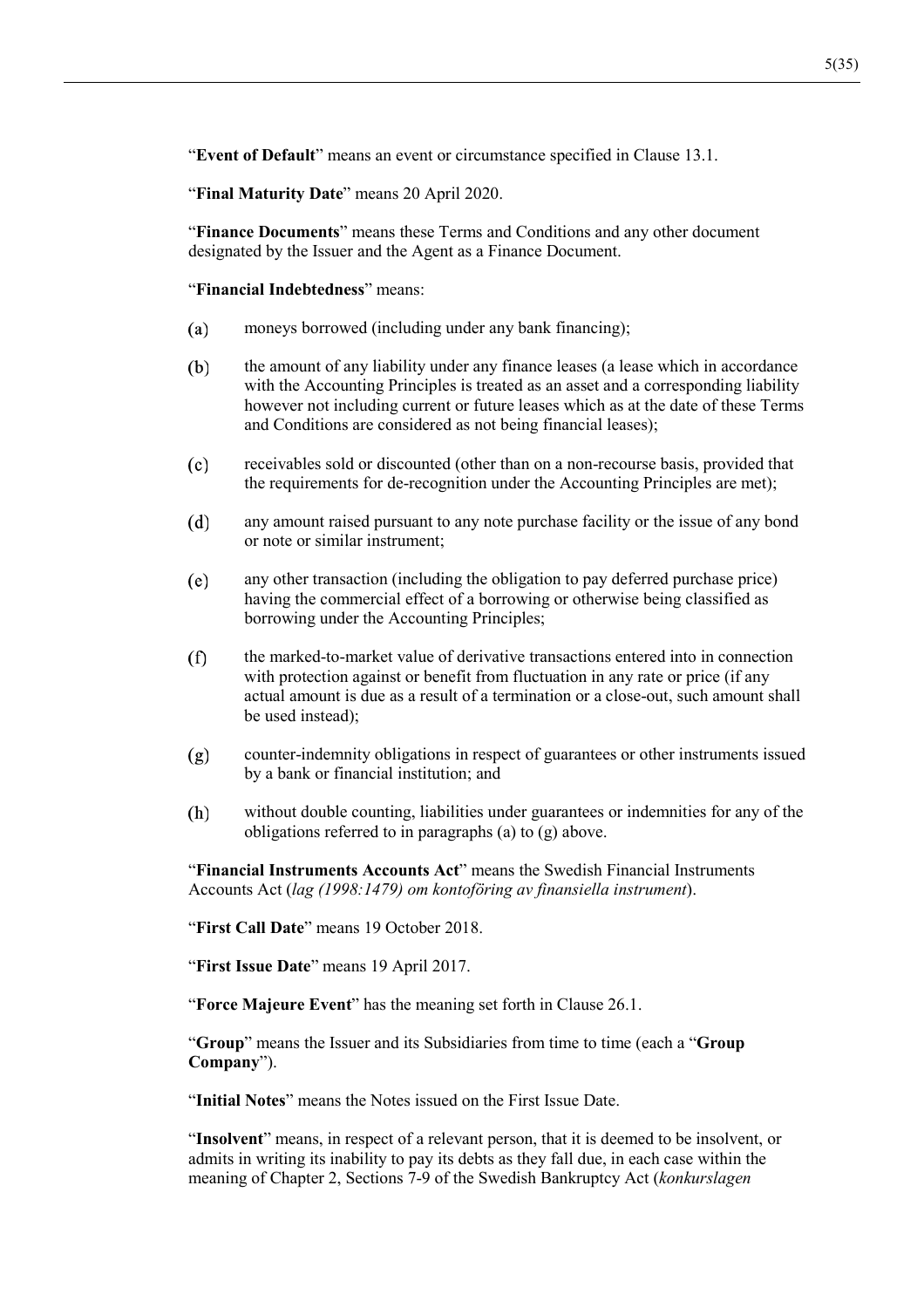"**Event of Default**" means an event or circumstance specified in Clause 13.1.

"**Final Maturity Date**" means 20 April 2020.

"**Finance Documents**" means these Terms and Conditions and any other document designated by the Issuer and the Agent as a Finance Document.

"**Financial Indebtedness**" means:

(a) moneys borrowed (including under any bank financing);

(b) the amount of any liability under any finance leases (a lease which in accordance with the Accounting Principles is treated as an asset and a corresponding liability however not including current or future leases which as at the date of these Terms and Conditions are considered as not being financial leases);

(c) receivables sold or discounted (other than on a non-recourse basis, provided that the requirements for de-recognition under the Accounting Principles are met);

(d) any amount raised pursuant to any note purchase facility or the issue of any bond or note or similar instrument;

(e) any other transaction (including the obligation to pay deferred purchase price) having the commercial effect of a borrowing or otherwise being classified as borrowing under the Accounting Principles;

(f) the marked-to-market value of derivative transactions entered into in connection with protection against or benefit from fluctuation in any rate or price (if any actual amount is due as a result of a termination or a close-out, such amount shall be used instead);

(g) counter-indemnity obligations in respect of guarantees or other instruments issued by a bank or financial institution; and

(h) without double counting, liabilities under guarantees or indemnities for any of the obligations referred to in paragraphs (a) to (g) above.

"**Financial Instruments Accounts Act**" means the Swedish Financial Instruments Accounts Act (*lag (1998:1479) om kontoföring av finansiella instrument*).

"**First Call Date**" means 19 October 2018.

"**First Issue Date**" means 19 April 2017.

"**Force Majeure Event**" has the meaning set forth in Clause 26.1.

"**Group**" means the Issuer and its Subsidiaries from time to time (each a "**Group Company**").

"**Initial Notes**" means the Notes issued on the First Issue Date.

"**Insolvent**" means, in respect of a relevant person, that it is deemed to be insolvent, or admits in writing its inability to pay its debts as they fall due, in each case within the meaning of Chapter 2, Sections 7-9 of the Swedish Bankruptcy Act (*konkurslagen*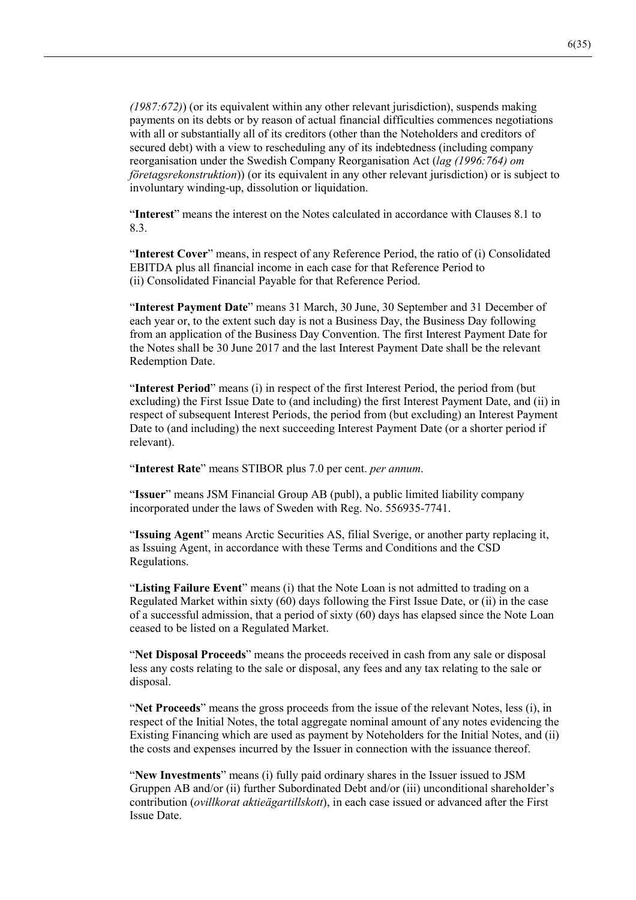*(1987:672)*) (or its equivalent within any other relevant jurisdiction), suspends making payments on its debts or by reason of actual financial difficulties commences negotiations with all or substantially all of its creditors (other than the Noteholders and creditors of secured debt) with a view to rescheduling any of its indebtedness (including company reorganisation under the Swedish Company Reorganisation Act (*lag (1996:764) om företagsrekonstruktion*)) (or its equivalent in any other relevant jurisdiction) or is subject to involuntary winding-up, dissolution or liquidation.

"**Interest**" means the interest on the Notes calculated in accordance with Clauses 8.1 to 8.3.

"**Interest Cover**" means, in respect of any Reference Period, the ratio of (i) Consolidated EBITDA plus all financial income in each case for that Reference Period to (ii) Consolidated Financial Payable for that Reference Period.

"**Interest Payment Date**" means 31 March, 30 June, 30 September and 31 December of each year or, to the extent such day is not a Business Day, the Business Day following from an application of the Business Day Convention. The first Interest Payment Date for the Notes shall be 30 June 2017 and the last Interest Payment Date shall be the relevant Redemption Date.

"**Interest Period**" means (i) in respect of the first Interest Period, the period from (but excluding) the First Issue Date to (and including) the first Interest Payment Date, and (ii) in respect of subsequent Interest Periods, the period from (but excluding) an Interest Payment Date to (and including) the next succeeding Interest Payment Date (or a shorter period if relevant).

"**Interest Rate**" means STIBOR plus 7.0 per cent. *per annum*.

"**Issuer**" means JSM Financial Group AB (publ), a public limited liability company incorporated under the laws of Sweden with Reg. No. 556935-7741.

"**Issuing Agent**" means Arctic Securities AS, filial Sverige, or another party replacing it, as Issuing Agent, in accordance with these Terms and Conditions and the CSD Regulations.

"**Listing Failure Event**" means (i) that the Note Loan is not admitted to trading on a Regulated Market within sixty (60) days following the First Issue Date, or (ii) in the case of a successful admission, that a period of sixty (60) days has elapsed since the Note Loan ceased to be listed on a Regulated Market.

"**Net Disposal Proceeds**" means the proceeds received in cash from any sale or disposal less any costs relating to the sale or disposal, any fees and any tax relating to the sale or disposal.

"**Net Proceeds**" means the gross proceeds from the issue of the relevant Notes, less (i), in respect of the Initial Notes, the total aggregate nominal amount of any notes evidencing the Existing Financing which are used as payment by Noteholders for the Initial Notes, and (ii) the costs and expenses incurred by the Issuer in connection with the issuance thereof.

"**New Investments**" means (i) fully paid ordinary shares in the Issuer issued to JSM Gruppen AB and/or (ii) further Subordinated Debt and/or (iii) unconditional shareholder's contribution (*ovillkorat aktieägartillskott*), in each case issued or advanced after the First Issue Date.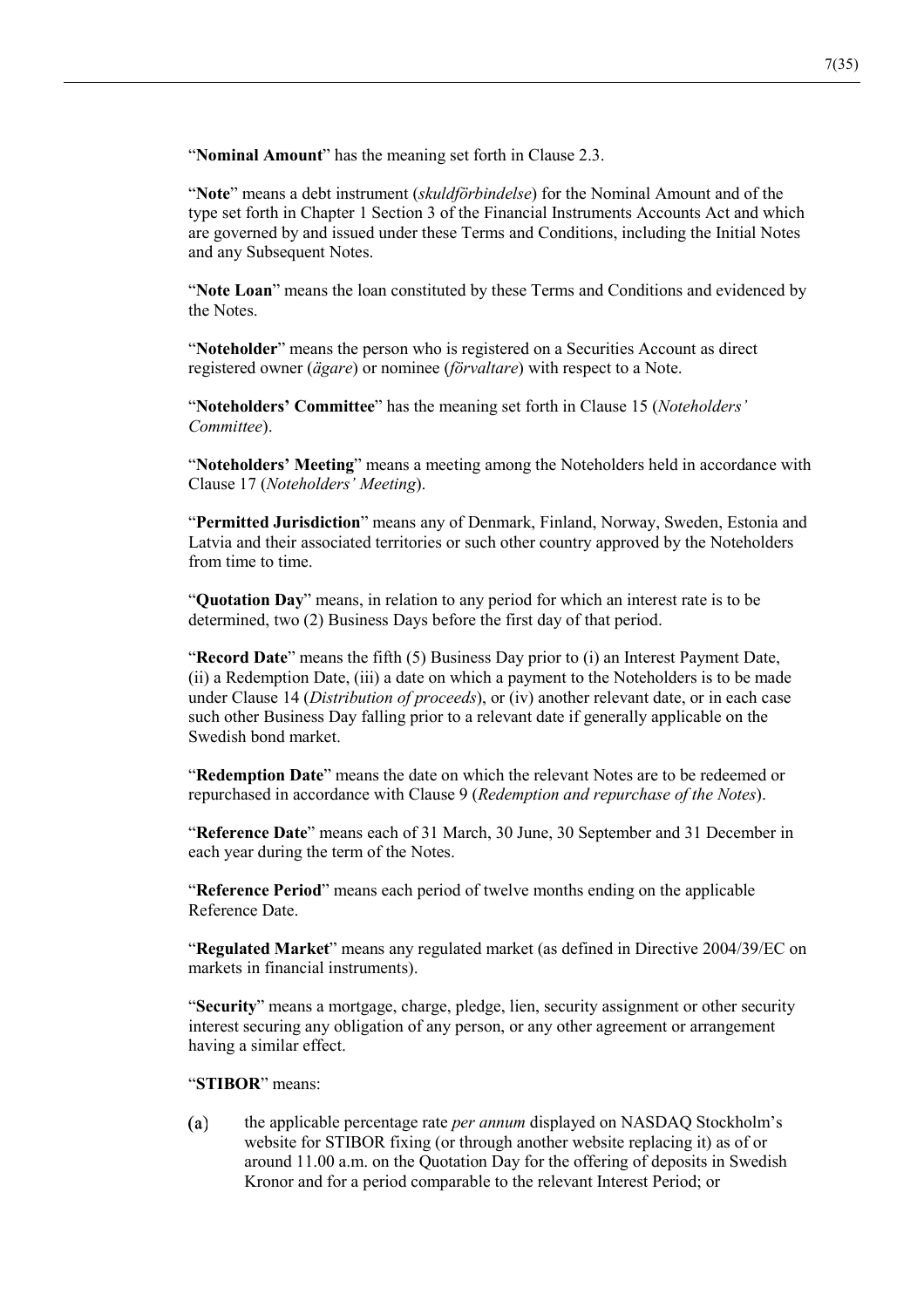"**Nominal Amount**" has the meaning set forth in Clause 2.3.

"**Note**" means a debt instrument (*skuldförbindelse*) for the Nominal Amount and of the type set forth in Chapter 1 Section 3 of the Financial Instruments Accounts Act and which are governed by and issued under these Terms and Conditions, including the Initial Notes and any Subsequent Notes.

"**Note Loan**" means the loan constituted by these Terms and Conditions and evidenced by the Notes.

"**Noteholder**" means the person who is registered on a Securities Account as direct registered owner (*ägare*) or nominee (*förvaltare*) with respect to a Note.

"**Noteholders' Committee**" has the meaning set forth in Clause 15 (*Noteholders' Committee*).

"**Noteholders' Meeting**" means a meeting among the Noteholders held in accordance with Clause 17 (*Noteholders' Meeting*).

"**Permitted Jurisdiction**" means any of Denmark, Finland, Norway, Sweden, Estonia and Latvia and their associated territories or such other country approved by the Noteholders from time to time.

"**Quotation Day**" means, in relation to any period for which an interest rate is to be determined, two (2) Business Days before the first day of that period.

"**Record Date**" means the fifth (5) Business Day prior to (i) an Interest Payment Date, (ii) a Redemption Date, (iii) a date on which a payment to the Noteholders is to be made under Clause 14 (*Distribution of proceeds*), or (iv) another relevant date, or in each case such other Business Day falling prior to a relevant date if generally applicable on the Swedish bond market.

"**Redemption Date**" means the date on which the relevant Notes are to be redeemed or repurchased in accordance with Clause 9 (*Redemption and repurchase of the Notes*).

"**Reference Date**" means each of 31 March, 30 June, 30 September and 31 December in each year during the term of the Notes.

"**Reference Period**" means each period of twelve months ending on the applicable Reference Date.

"**Regulated Market**" means any regulated market (as defined in Directive 2004/39/EC on markets in financial instruments).

"**Security**" means a mortgage, charge, pledge, lien, security assignment or other security interest securing any obligation of any person, or any other agreement or arrangement having a similar effect.

"**STIBOR**" means:

(a) the applicable percentage rate *per annum* displayed on NASDAQ Stockholm's website for STIBOR fixing (or through another website replacing it) as of or around 11.00 a.m. on the Quotation Day for the offering of deposits in Swedish Kronor and for a period comparable to the relevant Interest Period; or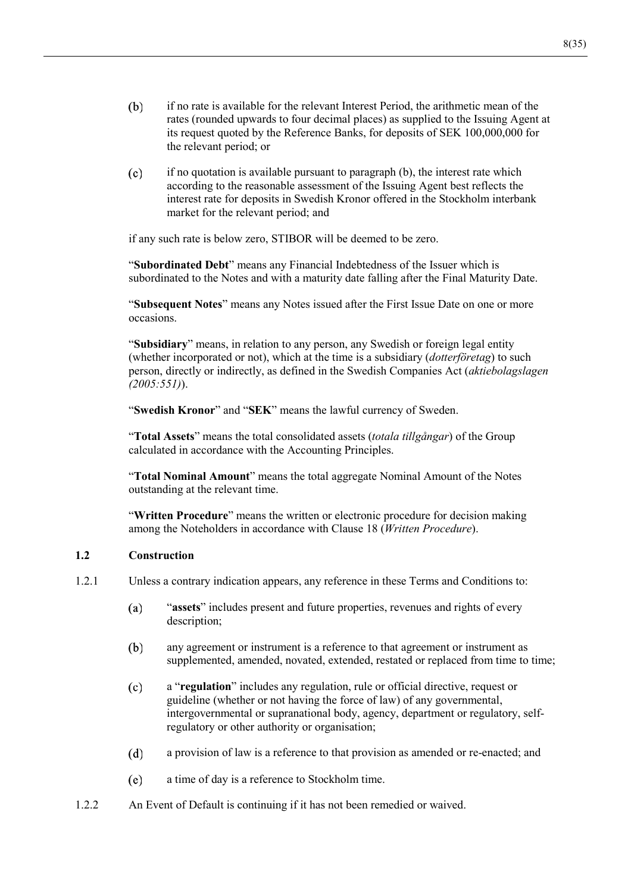(b) if no rate is available for the relevant Interest Period, the arithmetic mean of the rates (rounded upwards to four decimal places) as supplied to the Issuing Agent at its request quoted by the Reference Banks, for deposits of SEK 100,000,000 for the relevant period; or

(c) if no quotation is available pursuant to paragraph (b), the interest rate which according to the reasonable assessment of the Issuing Agent best reflects the interest rate for deposits in Swedish Kronor offered in the Stockholm interbank market for the relevant period; and

if any such rate is below zero, STIBOR will be deemed to be zero.

"**Subordinated Debt**" means any Financial Indebtedness of the Issuer which is subordinated to the Notes and with a maturity date falling after the Final Maturity Date.

"**Subsequent Notes**" means any Notes issued after the First Issue Date on one or more occasions.

"**Subsidiary**" means, in relation to any person, any Swedish or foreign legal entity (whether incorporated or not), which at the time is a subsidiary (*dotterföretag*) to such person, directly or indirectly, as defined in the Swedish Companies Act (*aktiebolagslagen (2005:551)*).

"**Swedish Kronor**" and "**SEK**" means the lawful currency of Sweden.

"**Total Assets**" means the total consolidated assets (*totala tillgångar*) of the Group calculated in accordance with the Accounting Principles.

"**Total Nominal Amount**" means the total aggregate Nominal Amount of the Notes outstanding at the relevant time.

"**Written Procedure**" means the written or electronic procedure for decision making among the Noteholders in accordance with Clause 18 (*Written Procedure*).

### 1.2 Construction

1.2.1 Unless a contrary indication appears, any reference in these Terms and Conditions to:

(a) "**assets**" includes present and future properties, revenues and rights of every description;

(b) any agreement or instrument is a reference to that agreement or instrument as supplemented, amended, novated, extended, restated or replaced from time to time;

(c) a "**regulation**" includes any regulation, rule or official directive, request or guideline (whether or not having the force of law) of any governmental, intergovernmental or supranational body, agency, department or regulatory, self-regulatory or other authority or organisation;

(d) a provision of law is a reference to that provision as amended or re-enacted; and

(e) a time of day is a reference to Stockholm time.

1.2.2 An Event of Default is continuing if it has not been remedied or waived.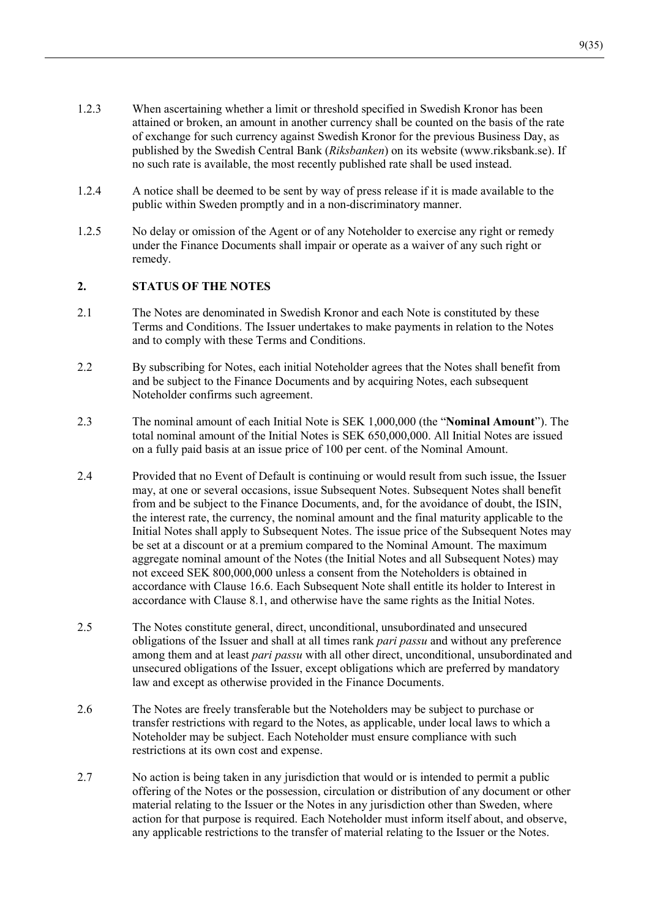1.2.3 When ascertaining whether a limit or threshold specified in Swedish Kronor has been attained or broken, an amount in another currency shall be counted on the basis of the rate of exchange for such currency against Swedish Kronor for the previous Business Day, as published by the Swedish Central Bank (*Riksbanken*) on its website (www.riksbank.se). If no such rate is available, the most recently published rate shall be used instead.

1.2.4 A notice shall be deemed to be sent by way of press release if it is made available to the public within Sweden promptly and in a non-discriminatory manner.

1.2.5 No delay or omission of the Agent or of any Noteholder to exercise any right or remedy under the Finance Documents shall impair or operate as a waiver of any such right or remedy.

## 2. STATUS OF THE NOTES

2.1 The Notes are denominated in Swedish Kronor and each Note is constituted by these Terms and Conditions. The Issuer undertakes to make payments in relation to the Notes and to comply with these Terms and Conditions.

2.2 By subscribing for Notes, each initial Noteholder agrees that the Notes shall benefit from and be subject to the Finance Documents and by acquiring Notes, each subsequent Noteholder confirms such agreement.

2.3 The nominal amount of each Initial Note is SEK 1,000,000 (the "**Nominal Amount**"). The total nominal amount of the Initial Notes is SEK 650,000,000. All Initial Notes are issued on a fully paid basis at an issue price of 100 per cent. of the Nominal Amount.

2.4 Provided that no Event of Default is continuing or would result from such issue, the Issuer may, at one or several occasions, issue Subsequent Notes. Subsequent Notes shall benefit from and be subject to the Finance Documents, and, for the avoidance of doubt, the ISIN, the interest rate, the currency, the nominal amount and the final maturity applicable to the Initial Notes shall apply to Subsequent Notes. The issue price of the Subsequent Notes may be set at a discount or at a premium compared to the Nominal Amount. The maximum aggregate nominal amount of the Notes (the Initial Notes and all Subsequent Notes) may not exceed SEK 800,000,000 unless a consent from the Noteholders is obtained in accordance with Clause 16.6. Each Subsequent Note shall entitle its holder to Interest in accordance with Clause 8.1, and otherwise have the same rights as the Initial Notes.

2.5 The Notes constitute general, direct, unconditional, unsubordinated and unsecured obligations of the Issuer and shall at all times rank *pari passu* and without any preference among them and at least *pari passu* with all other direct, unconditional, unsubordinated and unsecured obligations of the Issuer, except obligations which are preferred by mandatory law and except as otherwise provided in the Finance Documents.

2.6 The Notes are freely transferable but the Noteholders may be subject to purchase or transfer restrictions with regard to the Notes, as applicable, under local laws to which a Noteholder may be subject. Each Noteholder must ensure compliance with such restrictions at its own cost and expense.

2.7 No action is being taken in any jurisdiction that would or is intended to permit a public offering of the Notes or the possession, circulation or distribution of any document or other material relating to the Issuer or the Notes in any jurisdiction other than Sweden, where action for that purpose is required. Each Noteholder must inform itself about, and observe, any applicable restrictions to the transfer of material relating to the Issuer or the Notes.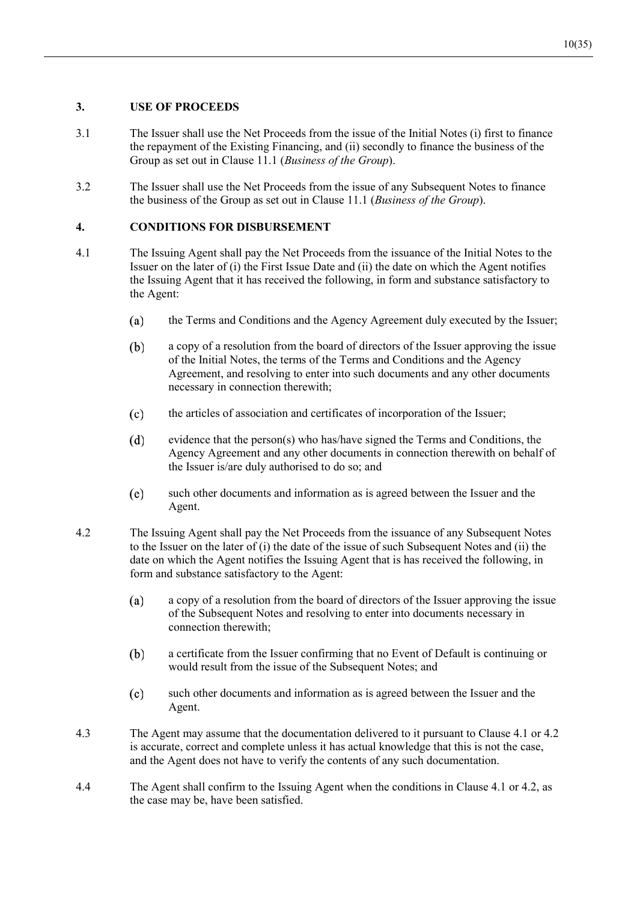## 3. USE OF PROCEEDS

3.1 The Issuer shall use the Net Proceeds from the issue of the Initial Notes (i) first to finance the repayment of the Existing Financing, and (ii) secondly to finance the business of the Group as set out in Clause 11.1 (*Business of the Group*).

3.2 The Issuer shall use the Net Proceeds from the issue of any Subsequent Notes to finance the business of the Group as set out in Clause 11.1 (*Business of the Group*).

## 4. CONDITIONS FOR DISBURSEMENT

4.1 The Issuing Agent shall pay the Net Proceeds from the issuance of the Initial Notes to the Issuer on the later of (i) the First Issue Date and (ii) the date on which the Agent notifies the Issuing Agent that it has received the following, in form and substance satisfactory to the Agent:

(a) the Terms and Conditions and the Agency Agreement duly executed by the Issuer;

(b) a copy of a resolution from the board of directors of the Issuer approving the issue of the Initial Notes, the terms of the Terms and Conditions and the Agency Agreement, and resolving to enter into such documents and any other documents necessary in connection therewith;

(c) the articles of association and certificates of incorporation of the Issuer;

(d) evidence that the person(s) who has/have signed the Terms and Conditions, the Agency Agreement and any other documents in connection therewith on behalf of the Issuer is/are duly authorised to do so; and

(e) such other documents and information as is agreed between the Issuer and the Agent.

4.2 The Issuing Agent shall pay the Net Proceeds from the issuance of any Subsequent Notes to the Issuer on the later of (i) the date of the issue of such Subsequent Notes and (ii) the date on which the Agent notifies the Issuing Agent that is has received the following, in form and substance satisfactory to the Agent:

(a) a copy of a resolution from the board of directors of the Issuer approving the issue of the Subsequent Notes and resolving to enter into documents necessary in connection therewith;

(b) a certificate from the Issuer confirming that no Event of Default is continuing or would result from the issue of the Subsequent Notes; and

(c) such other documents and information as is agreed between the Issuer and the Agent.

4.3 The Agent may assume that the documentation delivered to it pursuant to Clause 4.1 or 4.2 is accurate, correct and complete unless it has actual knowledge that this is not the case, and the Agent does not have to verify the contents of any such documentation.

4.4 The Agent shall confirm to the Issuing Agent when the conditions in Clause 4.1 or 4.2, as the case may be, have been satisfied.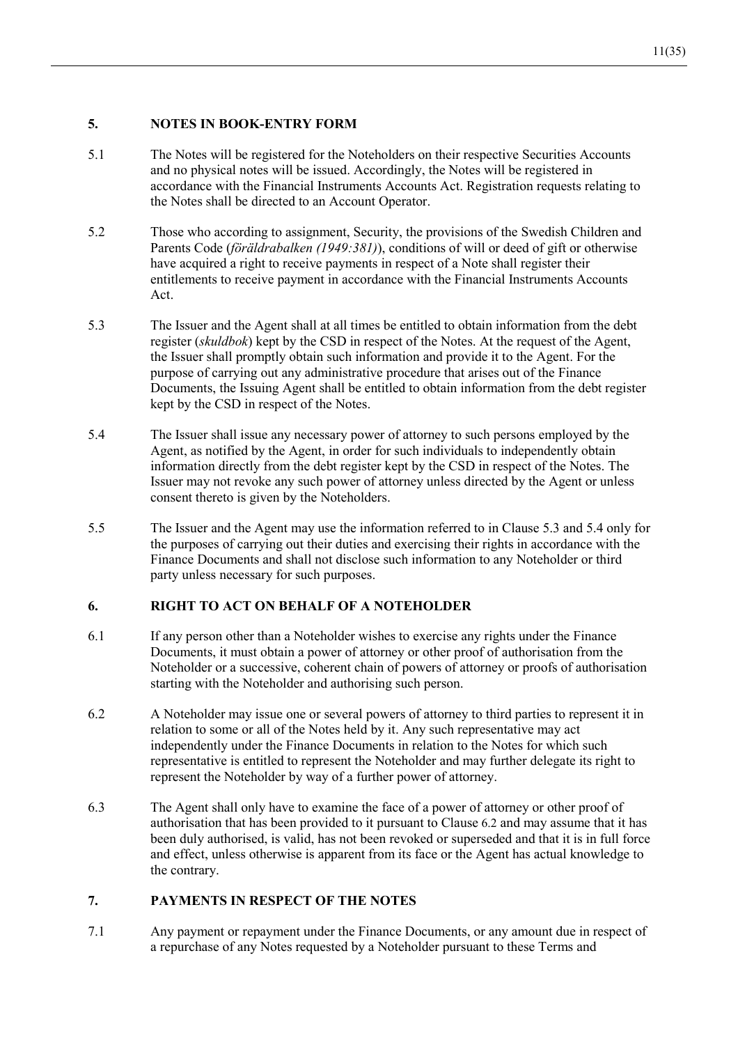## 5. NOTES IN BOOK-ENTRY FORM

5.1 The Notes will be registered for the Noteholders on their respective Securities Accounts and no physical notes will be issued. Accordingly, the Notes will be registered in accordance with the Financial Instruments Accounts Act. Registration requests relating to the Notes shall be directed to an Account Operator.

5.2 Those who according to assignment, Security, the provisions of the Swedish Children and Parents Code (*föräldrabalken (1949:381)*), conditions of will or deed of gift or otherwise have acquired a right to receive payments in respect of a Note shall register their entitlements to receive payment in accordance with the Financial Instruments Accounts Act.

5.3 The Issuer and the Agent shall at all times be entitled to obtain information from the debt register (*skuldbok*) kept by the CSD in respect of the Notes. At the request of the Agent, the Issuer shall promptly obtain such information and provide it to the Agent. For the purpose of carrying out any administrative procedure that arises out of the Finance Documents, the Issuing Agent shall be entitled to obtain information from the debt register kept by the CSD in respect of the Notes.

5.4 The Issuer shall issue any necessary power of attorney to such persons employed by the Agent, as notified by the Agent, in order for such individuals to independently obtain information directly from the debt register kept by the CSD in respect of the Notes. The Issuer may not revoke any such power of attorney unless directed by the Agent or unless consent thereto is given by the Noteholders.

5.5 The Issuer and the Agent may use the information referred to in Clause 5.3 and 5.4 only for the purposes of carrying out their duties and exercising their rights in accordance with the Finance Documents and shall not disclose such information to any Noteholder or third party unless necessary for such purposes.

## 6. RIGHT TO ACT ON BEHALF OF A NOTEHOLDER

6.1 If any person other than a Noteholder wishes to exercise any rights under the Finance Documents, it must obtain a power of attorney or other proof of authorisation from the Noteholder or a successive, coherent chain of powers of attorney or proofs of authorisation starting with the Noteholder and authorising such person.

6.2 A Noteholder may issue one or several powers of attorney to third parties to represent it in relation to some or all of the Notes held by it. Any such representative may act independently under the Finance Documents in relation to the Notes for which such representative is entitled to represent the Noteholder and may further delegate its right to represent the Noteholder by way of a further power of attorney.

6.3 The Agent shall only have to examine the face of a power of attorney or other proof of authorisation that has been provided to it pursuant to Clause 6.2 and may assume that it has been duly authorised, is valid, has not been revoked or superseded and that it is in full force and effect, unless otherwise is apparent from its face or the Agent has actual knowledge to the contrary.

## 7. PAYMENTS IN RESPECT OF THE NOTES

7.1 Any payment or repayment under the Finance Documents, or any amount due in respect of a repurchase of any Notes requested by a Noteholder pursuant to these Terms and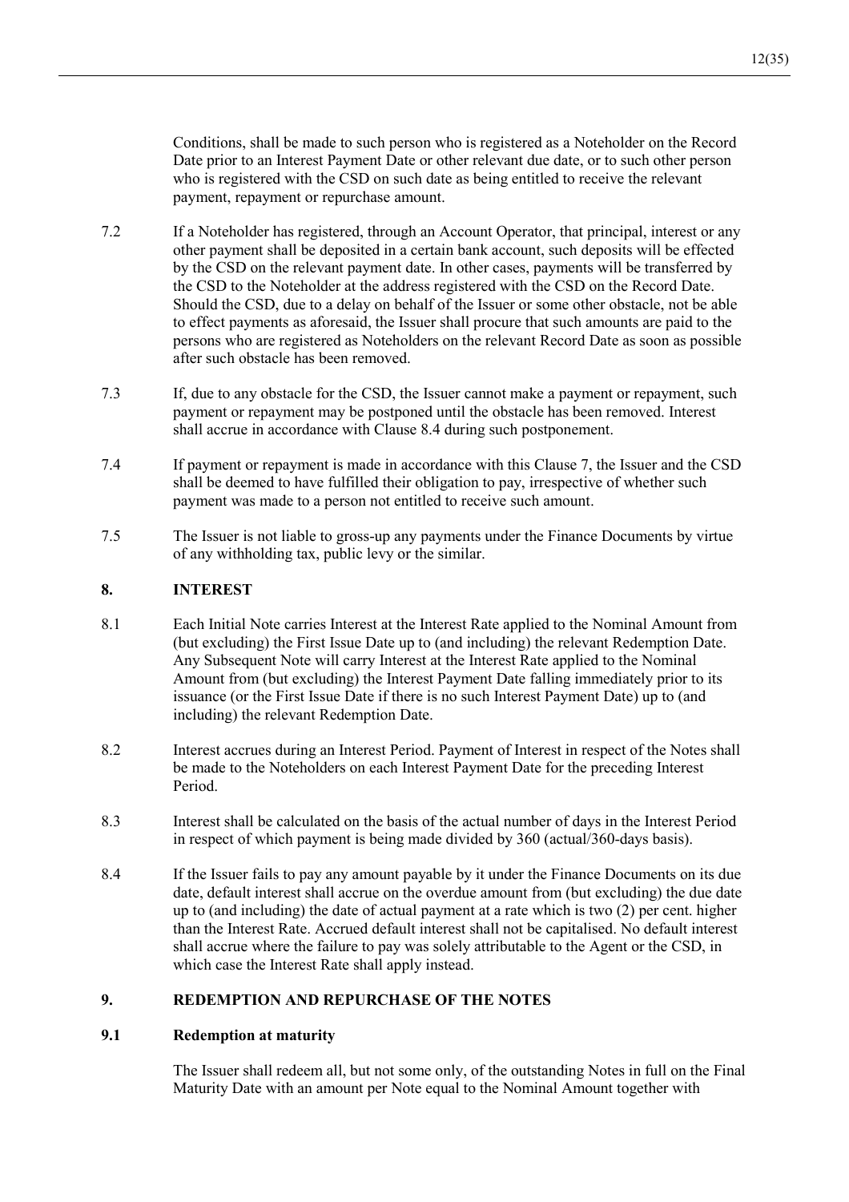Conditions, shall be made to such person who is registered as a Noteholder on the Record Date prior to an Interest Payment Date or other relevant due date, or to such other person who is registered with the CSD on such date as being entitled to receive the relevant payment, repayment or repurchase amount.

7.2 If a Noteholder has registered, through an Account Operator, that principal, interest or any other payment shall be deposited in a certain bank account, such deposits will be effected by the CSD on the relevant payment date. In other cases, payments will be transferred by the CSD to the Noteholder at the address registered with the CSD on the Record Date. Should the CSD, due to a delay on behalf of the Issuer or some other obstacle, not be able to effect payments as aforesaid, the Issuer shall procure that such amounts are paid to the persons who are registered as Noteholders on the relevant Record Date as soon as possible after such obstacle has been removed.

7.3 If, due to any obstacle for the CSD, the Issuer cannot make a payment or repayment, such payment or repayment may be postponed until the obstacle has been removed. Interest shall accrue in accordance with Clause 8.4 during such postponement.

7.4 If payment or repayment is made in accordance with this Clause 7, the Issuer and the CSD shall be deemed to have fulfilled their obligation to pay, irrespective of whether such payment was made to a person not entitled to receive such amount.

7.5 The Issuer is not liable to gross-up any payments under the Finance Documents by virtue of any withholding tax, public levy or the similar.

## 8. INTEREST

8.1 Each Initial Note carries Interest at the Interest Rate applied to the Nominal Amount from (but excluding) the First Issue Date up to (and including) the relevant Redemption Date. Any Subsequent Note will carry Interest at the Interest Rate applied to the Nominal Amount from (but excluding) the Interest Payment Date falling immediately prior to its issuance (or the First Issue Date if there is no such Interest Payment Date) up to (and including) the relevant Redemption Date.

8.2 Interest accrues during an Interest Period. Payment of Interest in respect of the Notes shall be made to the Noteholders on each Interest Payment Date for the preceding Interest Period.

8.3 Interest shall be calculated on the basis of the actual number of days in the Interest Period in respect of which payment is being made divided by 360 (actual/360-days basis).

8.4 If the Issuer fails to pay any amount payable by it under the Finance Documents on its due date, default interest shall accrue on the overdue amount from (but excluding) the due date up to (and including) the date of actual payment at a rate which is two (2) per cent. higher than the Interest Rate. Accrued default interest shall not be capitalised. No default interest shall accrue where the failure to pay was solely attributable to the Agent or the CSD, in which case the Interest Rate shall apply instead.

## 9. REDEMPTION AND REPURCHASE OF THE NOTES

### 9.1 Redemption at maturity

The Issuer shall redeem all, but not some only, of the outstanding Notes in full on the Final Maturity Date with an amount per Note equal to the Nominal Amount together with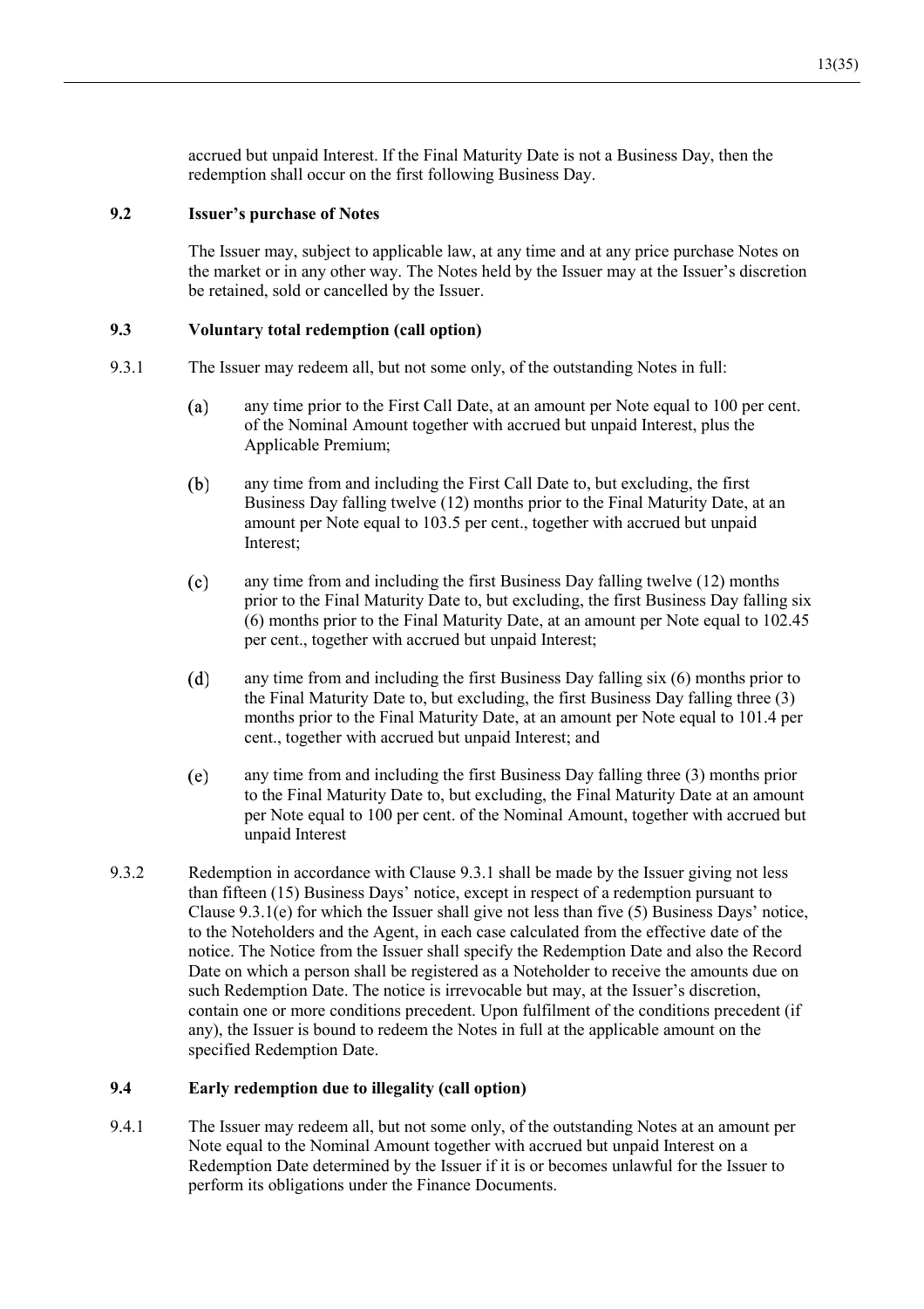accrued but unpaid Interest. If the Final Maturity Date is not a Business Day, then the redemption shall occur on the first following Business Day.

### 9.2 Issuer's purchase of Notes

The Issuer may, subject to applicable law, at any time and at any price purchase Notes on the market or in any other way. The Notes held by the Issuer may at the Issuer's discretion be retained, sold or cancelled by the Issuer.

### 9.3 Voluntary total redemption (call option)

9.3.1 The Issuer may redeem all, but not some only, of the outstanding Notes in full:

(a) any time prior to the First Call Date, at an amount per Note equal to 100 per cent. of the Nominal Amount together with accrued but unpaid Interest, plus the Applicable Premium;

(b) any time from and including the First Call Date to, but excluding, the first Business Day falling twelve (12) months prior to the Final Maturity Date, at an amount per Note equal to 103.5 per cent., together with accrued but unpaid Interest;

(c) any time from and including the first Business Day falling twelve (12) months prior to the Final Maturity Date to, but excluding, the first Business Day falling six (6) months prior to the Final Maturity Date, at an amount per Note equal to 102.45 per cent., together with accrued but unpaid Interest;

(d) any time from and including the first Business Day falling six (6) months prior to the Final Maturity Date to, but excluding, the first Business Day falling three (3) months prior to the Final Maturity Date, at an amount per Note equal to 101.4 per cent., together with accrued but unpaid Interest; and

(e) any time from and including the first Business Day falling three (3) months prior to the Final Maturity Date to, but excluding, the Final Maturity Date at an amount per Note equal to 100 per cent. of the Nominal Amount, together with accrued but unpaid Interest

9.3.2 Redemption in accordance with Clause 9.3.1 shall be made by the Issuer giving not less than fifteen (15) Business Days' notice, except in respect of a redemption pursuant to Clause 9.3.1(e) for which the Issuer shall give not less than five (5) Business Days' notice, to the Noteholders and the Agent, in each case calculated from the effective date of the notice. The Notice from the Issuer shall specify the Redemption Date and also the Record Date on which a person shall be registered as a Noteholder to receive the amounts due on such Redemption Date. The notice is irrevocable but may, at the Issuer's discretion, contain one or more conditions precedent. Upon fulfilment of the conditions precedent (if any), the Issuer is bound to redeem the Notes in full at the applicable amount on the specified Redemption Date.

### 9.4 Early redemption due to illegality (call option)

9.4.1 The Issuer may redeem all, but not some only, of the outstanding Notes at an amount per Note equal to the Nominal Amount together with accrued but unpaid Interest on a Redemption Date determined by the Issuer if it is or becomes unlawful for the Issuer to perform its obligations under the Finance Documents.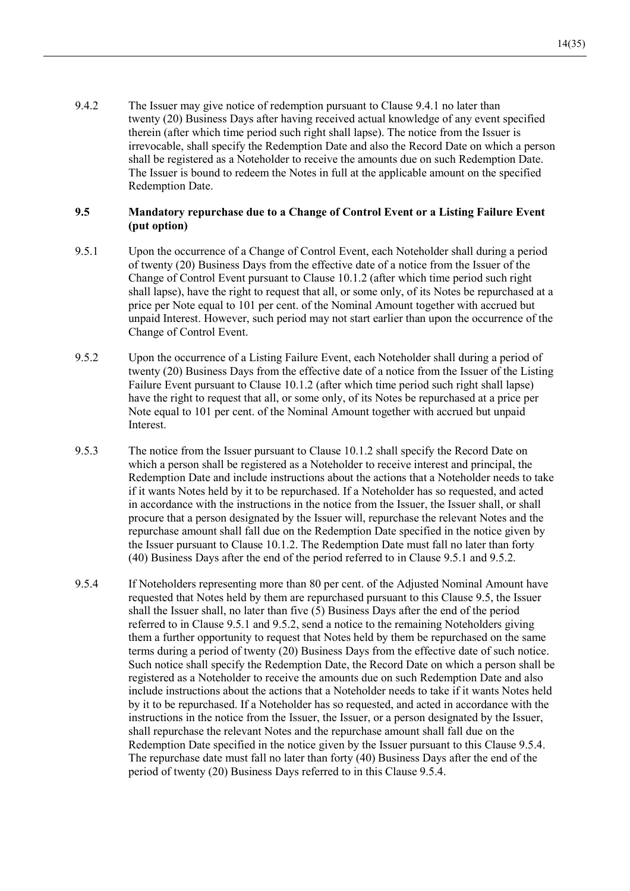9.4.2 The Issuer may give notice of redemption pursuant to Clause 9.4.1 no later than twenty (20) Business Days after having received actual knowledge of any event specified therein (after which time period such right shall lapse). The notice from the Issuer is irrevocable, shall specify the Redemption Date and also the Record Date on which a person shall be registered as a Noteholder to receive the amounts due on such Redemption Date. The Issuer is bound to redeem the Notes in full at the applicable amount on the specified Redemption Date.

### 9.5 Mandatory repurchase due to a Change of Control Event or a Listing Failure Event (put option)

9.5.1 Upon the occurrence of a Change of Control Event, each Noteholder shall during a period of twenty (20) Business Days from the effective date of a notice from the Issuer of the Change of Control Event pursuant to Clause 10.1.2 (after which time period such right shall lapse), have the right to request that all, or some only, of its Notes be repurchased at a price per Note equal to 101 per cent. of the Nominal Amount together with accrued but unpaid Interest. However, such period may not start earlier than upon the occurrence of the Change of Control Event.

9.5.2 Upon the occurrence of a Listing Failure Event, each Noteholder shall during a period of twenty (20) Business Days from the effective date of a notice from the Issuer of the Listing Failure Event pursuant to Clause 10.1.2 (after which time period such right shall lapse) have the right to request that all, or some only, of its Notes be repurchased at a price per Note equal to 101 per cent. of the Nominal Amount together with accrued but unpaid Interest.

9.5.3 The notice from the Issuer pursuant to Clause 10.1.2 shall specify the Record Date on which a person shall be registered as a Noteholder to receive interest and principal, the Redemption Date and include instructions about the actions that a Noteholder needs to take if it wants Notes held by it to be repurchased. If a Noteholder has so requested, and acted in accordance with the instructions in the notice from the Issuer, the Issuer shall, or shall procure that a person designated by the Issuer will, repurchase the relevant Notes and the repurchase amount shall fall due on the Redemption Date specified in the notice given by the Issuer pursuant to Clause 10.1.2. The Redemption Date must fall no later than forty (40) Business Days after the end of the period referred to in Clause 9.5.1 and 9.5.2.

9.5.4 If Noteholders representing more than 80 per cent. of the Adjusted Nominal Amount have requested that Notes held by them are repurchased pursuant to this Clause 9.5, the Issuer shall the Issuer shall, no later than five (5) Business Days after the end of the period referred to in Clause 9.5.1 and 9.5.2, send a notice to the remaining Noteholders giving them a further opportunity to request that Notes held by them be repurchased on the same terms during a period of twenty (20) Business Days from the effective date of such notice. Such notice shall specify the Redemption Date, the Record Date on which a person shall be registered as a Noteholder to receive the amounts due on such Redemption Date and also include instructions about the actions that a Noteholder needs to take if it wants Notes held by it to be repurchased. If a Noteholder has so requested, and acted in accordance with the instructions in the notice from the Issuer, the Issuer, or a person designated by the Issuer, shall repurchase the relevant Notes and the repurchase amount shall fall due on the Redemption Date specified in the notice given by the Issuer pursuant to this Clause 9.5.4. The repurchase date must fall no later than forty (40) Business Days after the end of the period of twenty (20) Business Days referred to in this Clause 9.5.4.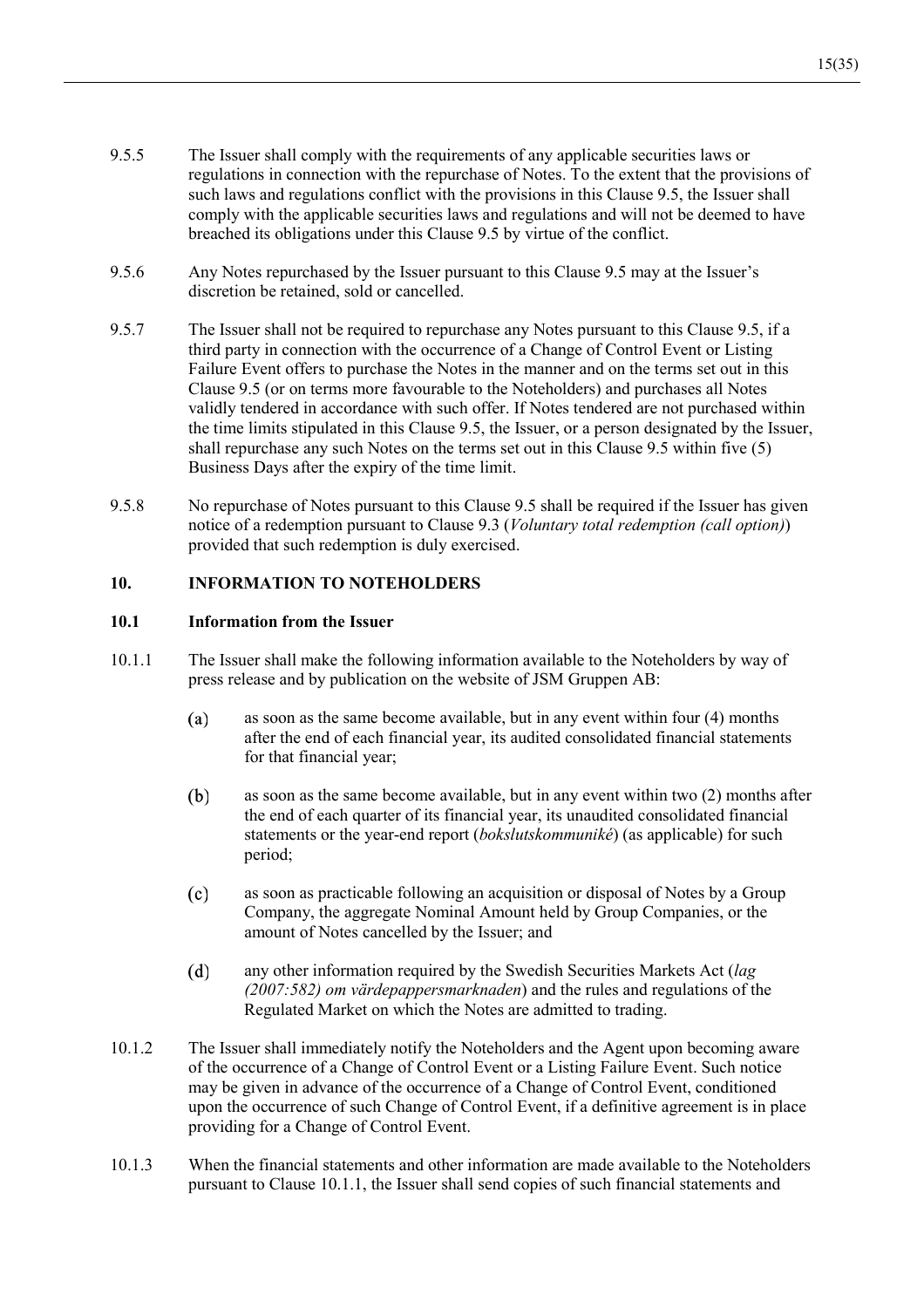9.5.5 The Issuer shall comply with the requirements of any applicable securities laws or regulations in connection with the repurchase of Notes. To the extent that the provisions of such laws and regulations conflict with the provisions in this Clause 9.5, the Issuer shall comply with the applicable securities laws and regulations and will not be deemed to have breached its obligations under this Clause 9.5 by virtue of the conflict.

9.5.6 Any Notes repurchased by the Issuer pursuant to this Clause 9.5 may at the Issuer's discretion be retained, sold or cancelled.

9.5.7 The Issuer shall not be required to repurchase any Notes pursuant to this Clause 9.5, if a third party in connection with the occurrence of a Change of Control Event or Listing Failure Event offers to purchase the Notes in the manner and on the terms set out in this Clause 9.5 (or on terms more favourable to the Noteholders) and purchases all Notes validly tendered in accordance with such offer. If Notes tendered are not purchased within the time limits stipulated in this Clause 9.5, the Issuer, or a person designated by the Issuer, shall repurchase any such Notes on the terms set out in this Clause 9.5 within five (5) Business Days after the expiry of the time limit.

9.5.8 No repurchase of Notes pursuant to this Clause 9.5 shall be required if the Issuer has given notice of a redemption pursuant to Clause 9.3 (*Voluntary total redemption (call option)*) provided that such redemption is duly exercised.

## 10. INFORMATION TO NOTEHOLDERS

### 10.1 Information from the Issuer

10.1.1 The Issuer shall make the following information available to the Noteholders by way of press release and by publication on the website of JSM Gruppen AB:

(a) as soon as the same become available, but in any event within four (4) months after the end of each financial year, its audited consolidated financial statements for that financial year;

(b) as soon as the same become available, but in any event within two (2) months after the end of each quarter of its financial year, its unaudited consolidated financial statements or the year-end report (*bokslutskommuniké*) (as applicable) for such period;

(c) as soon as practicable following an acquisition or disposal of Notes by a Group Company, the aggregate Nominal Amount held by Group Companies, or the amount of Notes cancelled by the Issuer; and

(d) any other information required by the Swedish Securities Markets Act (*lag (2007:582) om värdepappersmarknaden*) and the rules and regulations of the Regulated Market on which the Notes are admitted to trading.

10.1.2 The Issuer shall immediately notify the Noteholders and the Agent upon becoming aware of the occurrence of a Change of Control Event or a Listing Failure Event. Such notice may be given in advance of the occurrence of a Change of Control Event, conditioned upon the occurrence of such Change of Control Event, if a definitive agreement is in place providing for a Change of Control Event.

10.1.3 When the financial statements and other information are made available to the Noteholders pursuant to Clause 10.1.1, the Issuer shall send copies of such financial statements and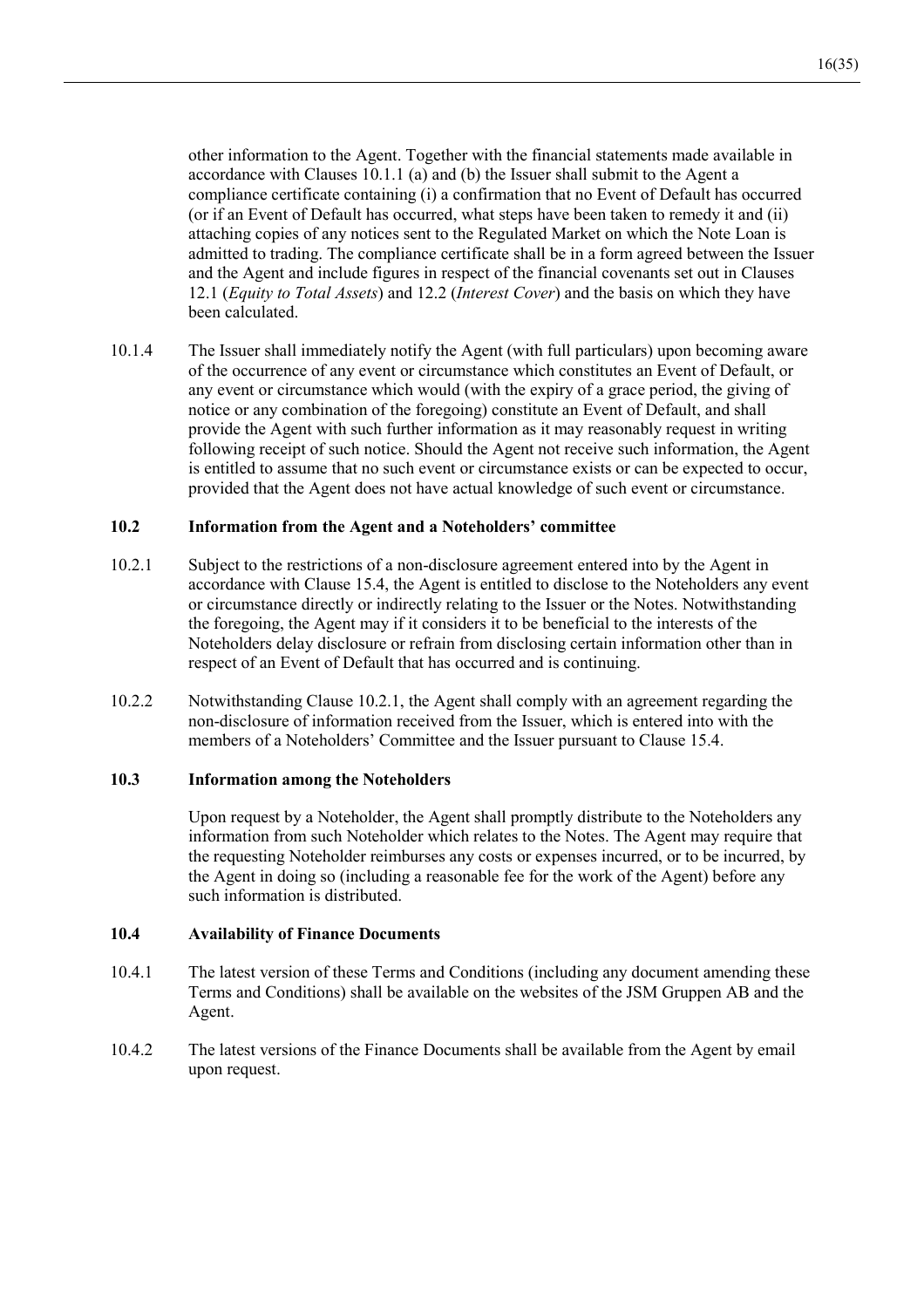other information to the Agent. Together with the financial statements made available in accordance with Clauses 10.1.1 (a) and (b) the Issuer shall submit to the Agent a compliance certificate containing (i) a confirmation that no Event of Default has occurred (or if an Event of Default has occurred, what steps have been taken to remedy it and (ii) attaching copies of any notices sent to the Regulated Market on which the Note Loan is admitted to trading. The compliance certificate shall be in a form agreed between the Issuer and the Agent and include figures in respect of the financial covenants set out in Clauses 12.1 (*Equity to Total Assets*) and 12.2 (*Interest Cover*) and the basis on which they have been calculated.

10.1.4 The Issuer shall immediately notify the Agent (with full particulars) upon becoming aware of the occurrence of any event or circumstance which constitutes an Event of Default, or any event or circumstance which would (with the expiry of a grace period, the giving of notice or any combination of the foregoing) constitute an Event of Default, and shall provide the Agent with such further information as it may reasonably request in writing following receipt of such notice. Should the Agent not receive such information, the Agent is entitled to assume that no such event or circumstance exists or can be expected to occur, provided that the Agent does not have actual knowledge of such event or circumstance.

### 10.2 Information from the Agent and a Noteholders' committee

10.2.1 Subject to the restrictions of a non-disclosure agreement entered into by the Agent in accordance with Clause 15.4, the Agent is entitled to disclose to the Noteholders any event or circumstance directly or indirectly relating to the Issuer or the Notes. Notwithstanding the foregoing, the Agent may if it considers it to be beneficial to the interests of the Noteholders delay disclosure or refrain from disclosing certain information other than in respect of an Event of Default that has occurred and is continuing.

10.2.2 Notwithstanding Clause 10.2.1, the Agent shall comply with an agreement regarding the non-disclosure of information received from the Issuer, which is entered into with the members of a Noteholders' Committee and the Issuer pursuant to Clause 15.4.

### 10.3 Information among the Noteholders

Upon request by a Noteholder, the Agent shall promptly distribute to the Noteholders any information from such Noteholder which relates to the Notes. The Agent may require that the requesting Noteholder reimburses any costs or expenses incurred, or to be incurred, by the Agent in doing so (including a reasonable fee for the work of the Agent) before any such information is distributed.

### 10.4 Availability of Finance Documents

10.4.1 The latest version of these Terms and Conditions (including any document amending these Terms and Conditions) shall be available on the websites of the JSM Gruppen AB and the Agent.

10.4.2 The latest versions of the Finance Documents shall be available from the Agent by email upon request.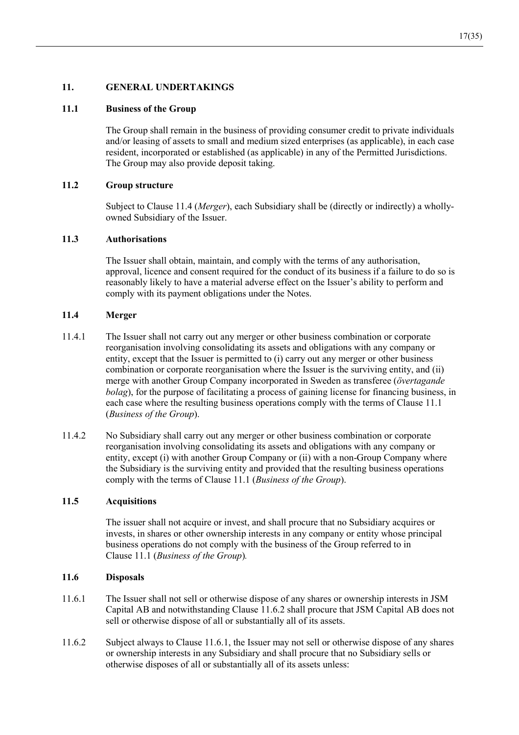## 11. GENERAL UNDERTAKINGS

### 11.1 Business of the Group

The Group shall remain in the business of providing consumer credit to private individuals and/or leasing of assets to small and medium sized enterprises (as applicable), in each case resident, incorporated or established (as applicable) in any of the Permitted Jurisdictions. The Group may also provide deposit taking.

### 11.2 Group structure

Subject to Clause 11.4 (*Merger*), each Subsidiary shall be (directly or indirectly) a wholly-owned Subsidiary of the Issuer.

### 11.3 Authorisations

The Issuer shall obtain, maintain, and comply with the terms of any authorisation, approval, licence and consent required for the conduct of its business if a failure to do so is reasonably likely to have a material adverse effect on the Issuer's ability to perform and comply with its payment obligations under the Notes.

### 11.4 Merger

11.4.1 The Issuer shall not carry out any merger or other business combination or corporate reorganisation involving consolidating its assets and obligations with any company or entity, except that the Issuer is permitted to (i) carry out any merger or other business combination or corporate reorganisation where the Issuer is the surviving entity, and (ii) merge with another Group Company incorporated in Sweden as transferee (*övertagande bolag*), for the purpose of facilitating a process of gaining license for financing business, in each case where the resulting business operations comply with the terms of Clause 11.1 (*Business of the Group*).

11.4.2 No Subsidiary shall carry out any merger or other business combination or corporate reorganisation involving consolidating its assets and obligations with any company or entity, except (i) with another Group Company or (ii) with a non-Group Company where the Subsidiary is the surviving entity and provided that the resulting business operations comply with the terms of Clause 11.1 (*Business of the Group*).

### 11.5 Acquisitions

The issuer shall not acquire or invest, and shall procure that no Subsidiary acquires or invests, in shares or other ownership interests in any company or entity whose principal business operations do not comply with the business of the Group referred to in Clause 11.1 (*Business of the Group*).

### 11.6 Disposals

11.6.1 The Issuer shall not sell or otherwise dispose of any shares or ownership interests in JSM Capital AB and notwithstanding Clause 11.6.2 shall procure that JSM Capital AB does not sell or otherwise dispose of all or substantially all of its assets.

11.6.2 Subject always to Clause 11.6.1, the Issuer may not sell or otherwise dispose of any shares or ownership interests in any Subsidiary and shall procure that no Subsidiary sells or otherwise disposes of all or substantially all of its assets unless: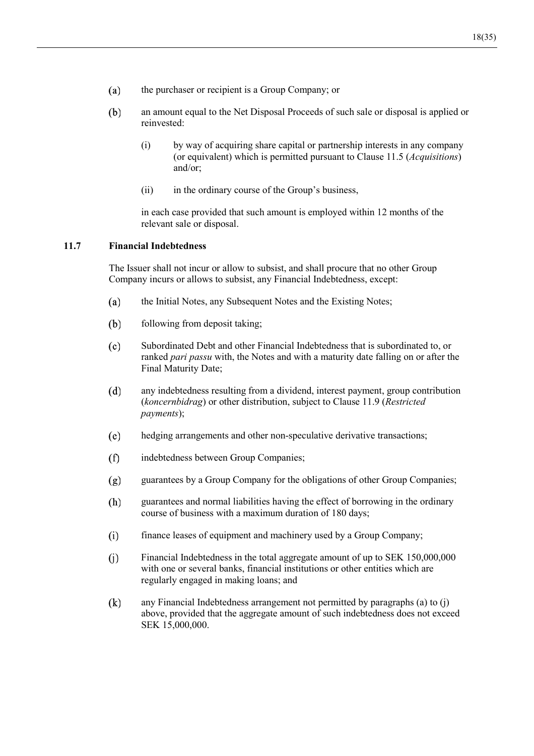(a) the purchaser or recipient is a Group Company; or

(b) an amount equal to the Net Disposal Proceeds of such sale or disposal is applied or reinvested:

   (i) by way of acquiring share capital or partnership interests in any company (or equivalent) which is permitted pursuant to Clause 11.5 (*Acquisitions*) and/or;

   (ii) in the ordinary course of the Group's business,

   in each case provided that such amount is employed within 12 months of the relevant sale or disposal.

### 11.7 Financial Indebtedness

The Issuer shall not incur or allow to subsist, and shall procure that no other Group Company incurs or allows to subsist, any Financial Indebtedness, except:

(a) the Initial Notes, any Subsequent Notes and the Existing Notes;

(b) following from deposit taking;

(c) Subordinated Debt and other Financial Indebtedness that is subordinated to, or ranked *pari passu* with, the Notes and with a maturity date falling on or after the Final Maturity Date;

(d) any indebtedness resulting from a dividend, interest payment, group contribution (*koncernbidrag*) or other distribution, subject to Clause 11.9 (*Restricted payments*);

(e) hedging arrangements and other non-speculative derivative transactions;

(f) indebtedness between Group Companies;

(g) guarantees by a Group Company for the obligations of other Group Companies;

(h) guarantees and normal liabilities having the effect of borrowing in the ordinary course of business with a maximum duration of 180 days;

(i) finance leases of equipment and machinery used by a Group Company;

(j) Financial Indebtedness in the total aggregate amount of up to SEK 150,000,000 with one or several banks, financial institutions or other entities which are regularly engaged in making loans; and

(k) any Financial Indebtedness arrangement not permitted by paragraphs (a) to (j) above, provided that the aggregate amount of such indebtedness does not exceed SEK 15,000,000.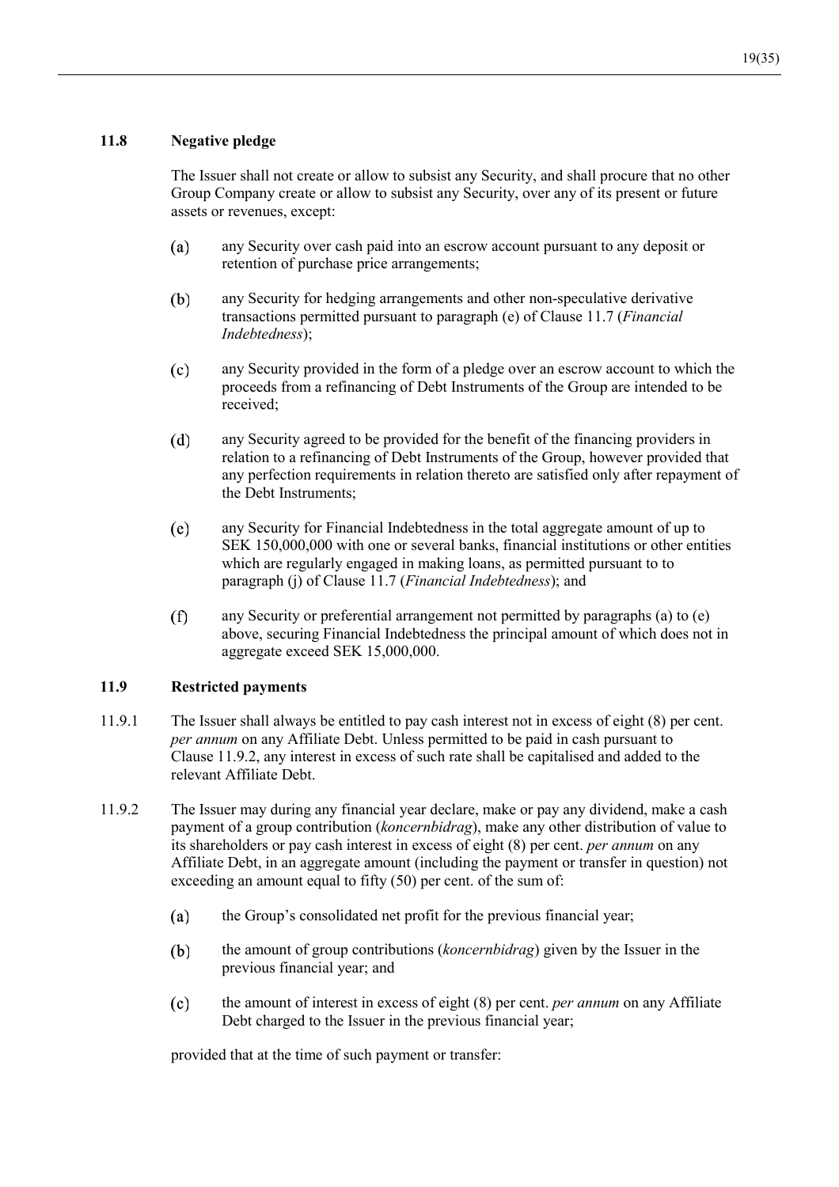### 11.8 Negative pledge

The Issuer shall not create or allow to subsist any Security, and shall procure that no other Group Company create or allow to subsist any Security, over any of its present or future assets or revenues, except:

(a) any Security over cash paid into an escrow account pursuant to any deposit or retention of purchase price arrangements;

(b) any Security for hedging arrangements and other non-speculative derivative transactions permitted pursuant to paragraph (e) of Clause 11.7 (*Financial Indebtedness*);

(c) any Security provided in the form of a pledge over an escrow account to which the proceeds from a refinancing of Debt Instruments of the Group are intended to be received;

(d) any Security agreed to be provided for the benefit of the financing providers in relation to a refinancing of Debt Instruments of the Group, however provided that any perfection requirements in relation thereto are satisfied only after repayment of the Debt Instruments;

(e) any Security for Financial Indebtedness in the total aggregate amount of up to SEK 150,000,000 with one or several banks, financial institutions or other entities which are regularly engaged in making loans, as permitted pursuant to to paragraph (j) of Clause 11.7 (*Financial Indebtedness*); and

(f) any Security or preferential arrangement not permitted by paragraphs (a) to (e) above, securing Financial Indebtedness the principal amount of which does not in aggregate exceed SEK 15,000,000.

### 11.9 Restricted payments

11.9.1 The Issuer shall always be entitled to pay cash interest not in excess of eight (8) per cent. *per annum* on any Affiliate Debt. Unless permitted to be paid in cash pursuant to Clause 11.9.2, any interest in excess of such rate shall be capitalised and added to the relevant Affiliate Debt.

11.9.2 The Issuer may during any financial year declare, make or pay any dividend, make a cash payment of a group contribution (*koncernbidrag*), make any other distribution of value to its shareholders or pay cash interest in excess of eight (8) per cent. *per annum* on any Affiliate Debt, in an aggregate amount (including the payment or transfer in question) not exceeding an amount equal to fifty (50) per cent. of the sum of:

(a) the Group's consolidated net profit for the previous financial year;

(b) the amount of group contributions (*koncernbidrag*) given by the Issuer in the previous financial year; and

(c) the amount of interest in excess of eight (8) per cent. *per annum* on any Affiliate Debt charged to the Issuer in the previous financial year;

provided that at the time of such payment or transfer: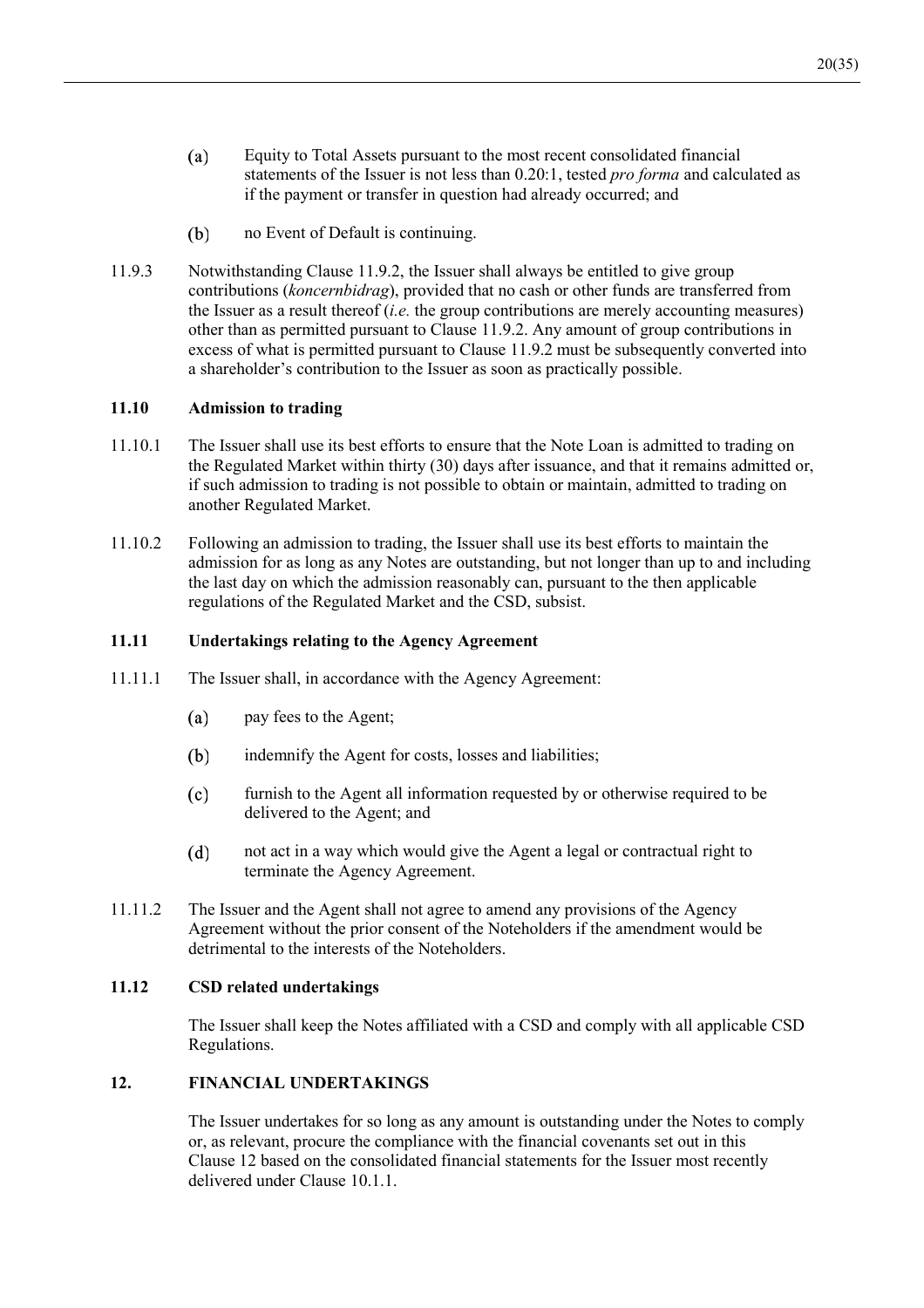(a) Equity to Total Assets pursuant to the most recent consolidated financial statements of the Issuer is not less than 0.20:1, tested *pro forma* and calculated as if the payment or transfer in question had already occurred; and

(b) no Event of Default is continuing.

11.9.3 Notwithstanding Clause 11.9.2, the Issuer shall always be entitled to give group contributions (*koncernbidrag*), provided that no cash or other funds are transferred from the Issuer as a result thereof (*i.e.* the group contributions are merely accounting measures) other than as permitted pursuant to Clause 11.9.2. Any amount of group contributions in excess of what is permitted pursuant to Clause 11.9.2 must be subsequently converted into a shareholder's contribution to the Issuer as soon as practically possible.

### 11.10 Admission to trading

11.10.1 The Issuer shall use its best efforts to ensure that the Note Loan is admitted to trading on the Regulated Market within thirty (30) days after issuance, and that it remains admitted or, if such admission to trading is not possible to obtain or maintain, admitted to trading on another Regulated Market.

11.10.2 Following an admission to trading, the Issuer shall use its best efforts to maintain the admission for as long as any Notes are outstanding, but not longer than up to and including the last day on which the admission reasonably can, pursuant to the then applicable regulations of the Regulated Market and the CSD, subsist.

### 11.11 Undertakings relating to the Agency Agreement

11.11.1 The Issuer shall, in accordance with the Agency Agreement:

(a) pay fees to the Agent;

(b) indemnify the Agent for costs, losses and liabilities;

(c) furnish to the Agent all information requested by or otherwise required to be delivered to the Agent; and

(d) not act in a way which would give the Agent a legal or contractual right to terminate the Agency Agreement.

11.11.2 The Issuer and the Agent shall not agree to amend any provisions of the Agency Agreement without the prior consent of the Noteholders if the amendment would be detrimental to the interests of the Noteholders.

### 11.12 CSD related undertakings

The Issuer shall keep the Notes affiliated with a CSD and comply with all applicable CSD Regulations.

## 12. FINANCIAL UNDERTAKINGS

The Issuer undertakes for so long as any amount is outstanding under the Notes to comply or, as relevant, procure the compliance with the financial covenants set out in this Clause 12 based on the consolidated financial statements for the Issuer most recently delivered under Clause 10.1.1.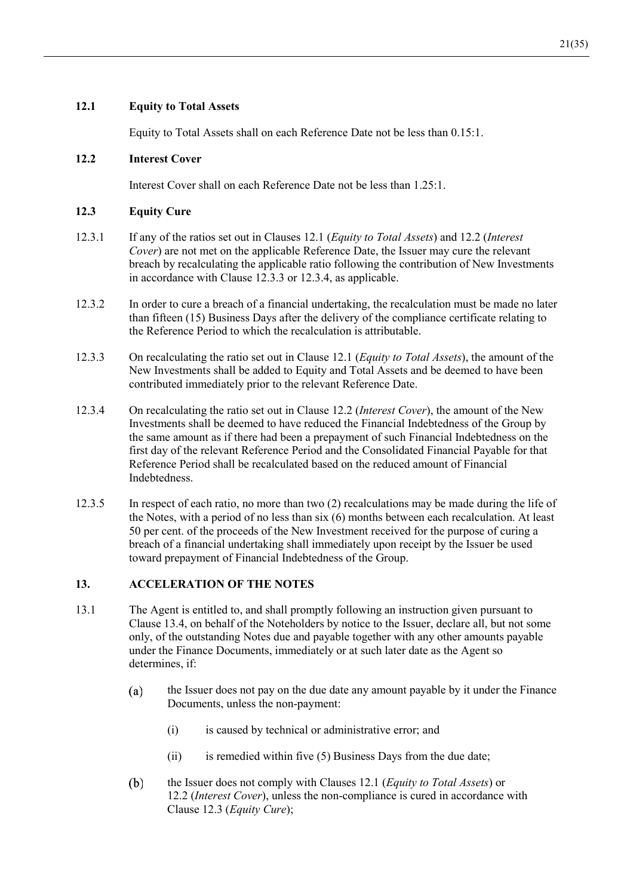### 12.1 Equity to Total Assets

Equity to Total Assets shall on each Reference Date not be less than 0.15:1.

### 12.2 Interest Cover

Interest Cover shall on each Reference Date not be less than 1.25:1.

### 12.3 Equity Cure

12.3.1 If any of the ratios set out in Clauses 12.1 (*Equity to Total Assets*) and 12.2 (*Interest Cover*) are not met on the applicable Reference Date, the Issuer may cure the relevant breach by recalculating the applicable ratio following the contribution of New Investments in accordance with Clause 12.3.3 or 12.3.4, as applicable.

12.3.2 In order to cure a breach of a financial undertaking, the recalculation must be made no later than fifteen (15) Business Days after the delivery of the compliance certificate relating to the Reference Period to which the recalculation is attributable.

12.3.3 On recalculating the ratio set out in Clause 12.1 (*Equity to Total Assets*), the amount of the New Investments shall be added to Equity and Total Assets and be deemed to have been contributed immediately prior to the relevant Reference Date.

12.3.4 On recalculating the ratio set out in Clause 12.2 (*Interest Cover*), the amount of the New Investments shall be deemed to have reduced the Financial Indebtedness of the Group by the same amount as if there had been a prepayment of such Financial Indebtedness on the first day of the relevant Reference Period and the Consolidated Financial Payable for that Reference Period shall be recalculated based on the reduced amount of Financial Indebtedness.

12.3.5 In respect of each ratio, no more than two (2) recalculations may be made during the life of the Notes, with a period of no less than six (6) months between each recalculation. At least 50 per cent. of the proceeds of the New Investment received for the purpose of curing a breach of a financial undertaking shall immediately upon receipt by the Issuer be used toward prepayment of Financial Indebtedness of the Group.

## 13. ACCELERATION OF THE NOTES

13.1 The Agent is entitled to, and shall promptly following an instruction given pursuant to Clause 13.4, on behalf of the Noteholders by notice to the Issuer, declare all, but not some only, of the outstanding Notes due and payable together with any other amounts payable under the Finance Documents, immediately or at such later date as the Agent so determines, if:

(a) the Issuer does not pay on the due date any amount payable by it under the Finance Documents, unless the non-payment:

  (i) is caused by technical or administrative error; and

  (ii) is remedied within five (5) Business Days from the due date;

(b) the Issuer does not comply with Clauses 12.1 (*Equity to Total Assets*) or 12.2 (*Interest Cover*), unless the non-compliance is cured in accordance with Clause 12.3 (*Equity Cure*);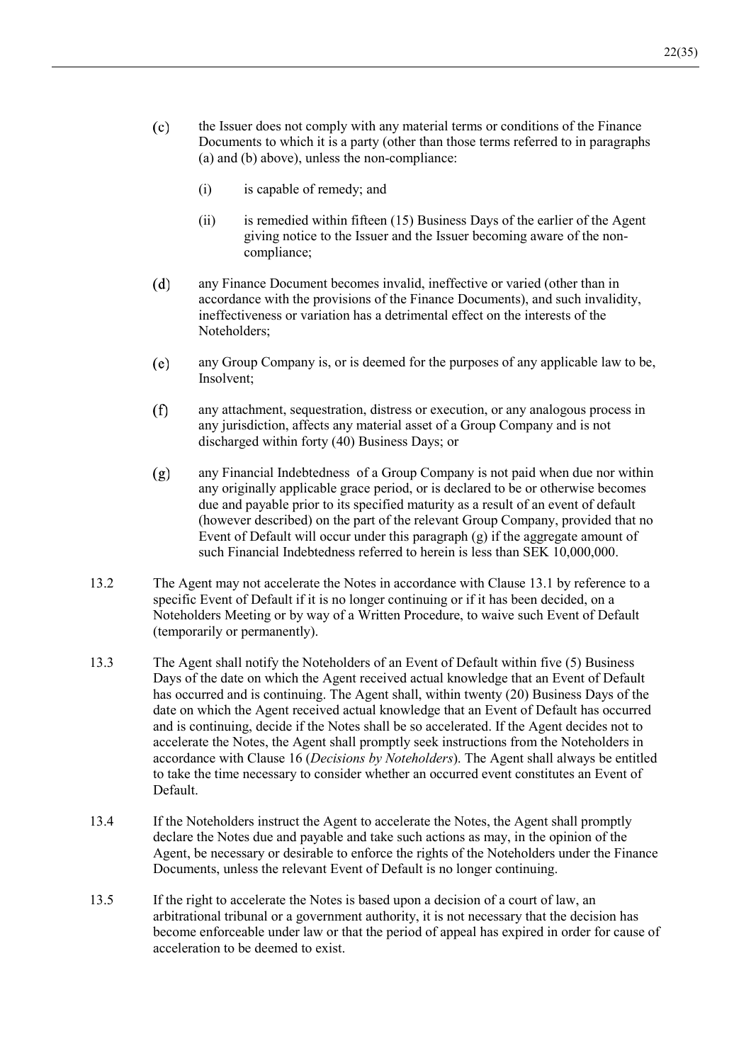(c) the Issuer does not comply with any material terms or conditions of the Finance Documents to which it is a party (other than those terms referred to in paragraphs (a) and (b) above), unless the non-compliance:

  (i) is capable of remedy; and

  (ii) is remedied within fifteen (15) Business Days of the earlier of the Agent giving notice to the Issuer and the Issuer becoming aware of the non-compliance;

(d) any Finance Document becomes invalid, ineffective or varied (other than in accordance with the provisions of the Finance Documents), and such invalidity, ineffectiveness or variation has a detrimental effect on the interests of the Noteholders;

(e) any Group Company is, or is deemed for the purposes of any applicable law to be, Insolvent;

(f) any attachment, sequestration, distress or execution, or any analogous process in any jurisdiction, affects any material asset of a Group Company and is not discharged within forty (40) Business Days; or

(g) any Financial Indebtedness of a Group Company is not paid when due nor within any originally applicable grace period, or is declared to be or otherwise becomes due and payable prior to its specified maturity as a result of an event of default (however described) on the part of the relevant Group Company, provided that no Event of Default will occur under this paragraph (g) if the aggregate amount of such Financial Indebtedness referred to herein is less than SEK 10,000,000.

13.2 The Agent may not accelerate the Notes in accordance with Clause 13.1 by reference to a specific Event of Default if it is no longer continuing or if it has been decided, on a Noteholders Meeting or by way of a Written Procedure, to waive such Event of Default (temporarily or permanently).

13.3 The Agent shall notify the Noteholders of an Event of Default within five (5) Business Days of the date on which the Agent received actual knowledge that an Event of Default has occurred and is continuing. The Agent shall, within twenty (20) Business Days of the date on which the Agent received actual knowledge that an Event of Default has occurred and is continuing, decide if the Notes shall be so accelerated. If the Agent decides not to accelerate the Notes, the Agent shall promptly seek instructions from the Noteholders in accordance with Clause 16 (*Decisions by Noteholders*). The Agent shall always be entitled to take the time necessary to consider whether an occurred event constitutes an Event of Default.

13.4 If the Noteholders instruct the Agent to accelerate the Notes, the Agent shall promptly declare the Notes due and payable and take such actions as may, in the opinion of the Agent, be necessary or desirable to enforce the rights of the Noteholders under the Finance Documents, unless the relevant Event of Default is no longer continuing.

13.5 If the right to accelerate the Notes is based upon a decision of a court of law, an arbitrational tribunal or a government authority, it is not necessary that the decision has become enforceable under law or that the period of appeal has expired in order for cause of acceleration to be deemed to exist.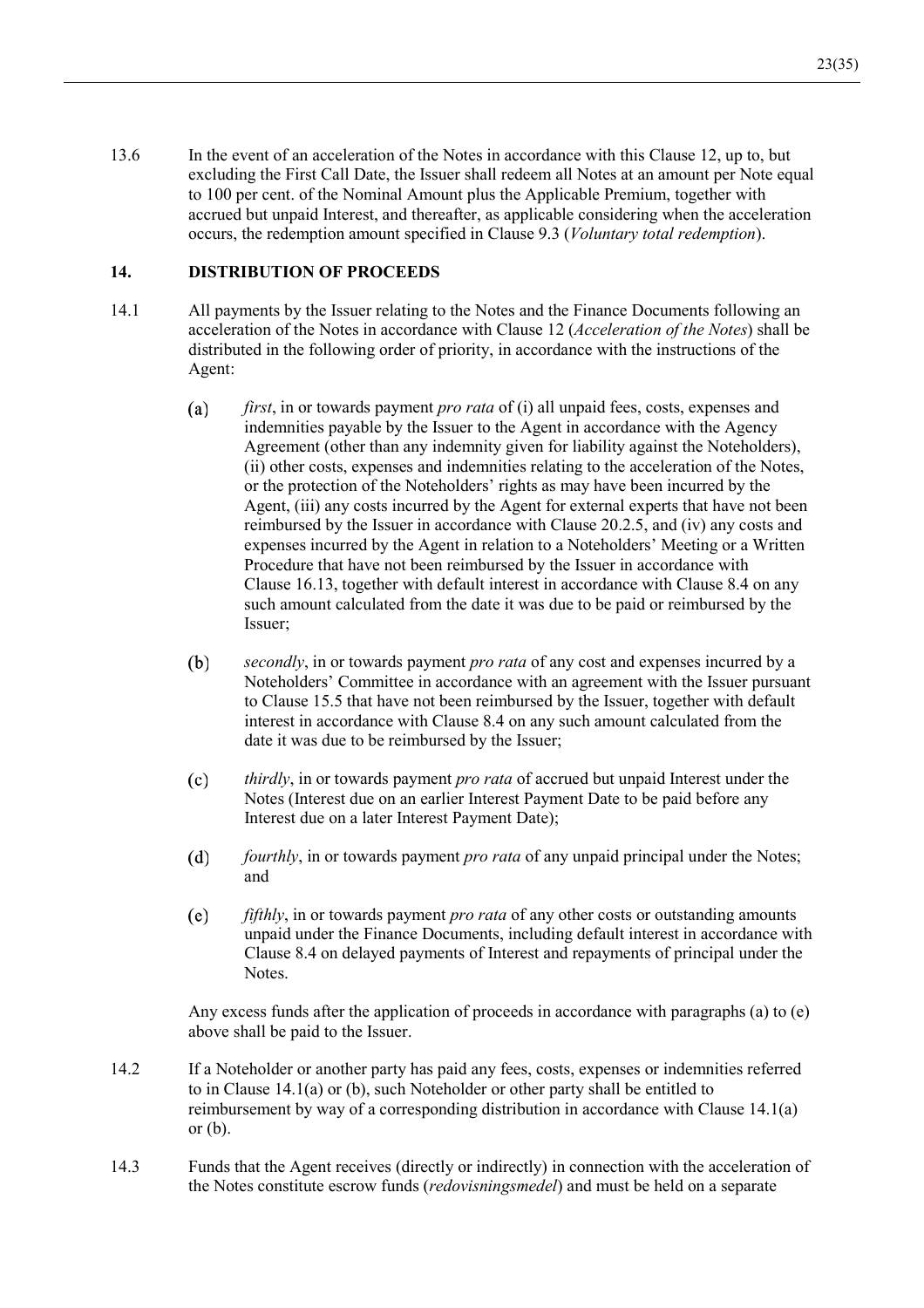13.6 In the event of an acceleration of the Notes in accordance with this Clause 12, up to, but excluding the First Call Date, the Issuer shall redeem all Notes at an amount per Note equal to 100 per cent. of the Nominal Amount plus the Applicable Premium, together with accrued but unpaid Interest, and thereafter, as applicable considering when the acceleration occurs, the redemption amount specified in Clause 9.3 (*Voluntary total redemption*).

## 14. DISTRIBUTION OF PROCEEDS

14.1 All payments by the Issuer relating to the Notes and the Finance Documents following an acceleration of the Notes in accordance with Clause 12 (*Acceleration of the Notes*) shall be distributed in the following order of priority, in accordance with the instructions of the Agent:

(a) *first*, in or towards payment *pro rata* of (i) all unpaid fees, costs, expenses and indemnities payable by the Issuer to the Agent in accordance with the Agency Agreement (other than any indemnity given for liability against the Noteholders), (ii) other costs, expenses and indemnities relating to the acceleration of the Notes, or the protection of the Noteholders' rights as may have been incurred by the Agent, (iii) any costs incurred by the Agent for external experts that have not been reimbursed by the Issuer in accordance with Clause 20.2.5, and (iv) any costs and expenses incurred by the Agent in relation to a Noteholders' Meeting or a Written Procedure that have not been reimbursed by the Issuer in accordance with Clause 16.13, together with default interest in accordance with Clause 8.4 on any such amount calculated from the date it was due to be paid or reimbursed by the Issuer;

(b) *secondly*, in or towards payment *pro rata* of any cost and expenses incurred by a Noteholders' Committee in accordance with an agreement with the Issuer pursuant to Clause 15.5 that have not been reimbursed by the Issuer, together with default interest in accordance with Clause 8.4 on any such amount calculated from the date it was due to be reimbursed by the Issuer;

(c) *thirdly*, in or towards payment *pro rata* of accrued but unpaid Interest under the Notes (Interest due on an earlier Interest Payment Date to be paid before any Interest due on a later Interest Payment Date);

(d) *fourthly*, in or towards payment *pro rata* of any unpaid principal under the Notes; and

(e) *fifthly*, in or towards payment *pro rata* of any other costs or outstanding amounts unpaid under the Finance Documents, including default interest in accordance with Clause 8.4 on delayed payments of Interest and repayments of principal under the Notes.

Any excess funds after the application of proceeds in accordance with paragraphs (a) to (e) above shall be paid to the Issuer.

14.2 If a Noteholder or another party has paid any fees, costs, expenses or indemnities referred to in Clause 14.1(a) or (b), such Noteholder or other party shall be entitled to reimbursement by way of a corresponding distribution in accordance with Clause 14.1(a) or (b).

14.3 Funds that the Agent receives (directly or indirectly) in connection with the acceleration of the Notes constitute escrow funds (*redovisningsmedel*) and must be held on a separate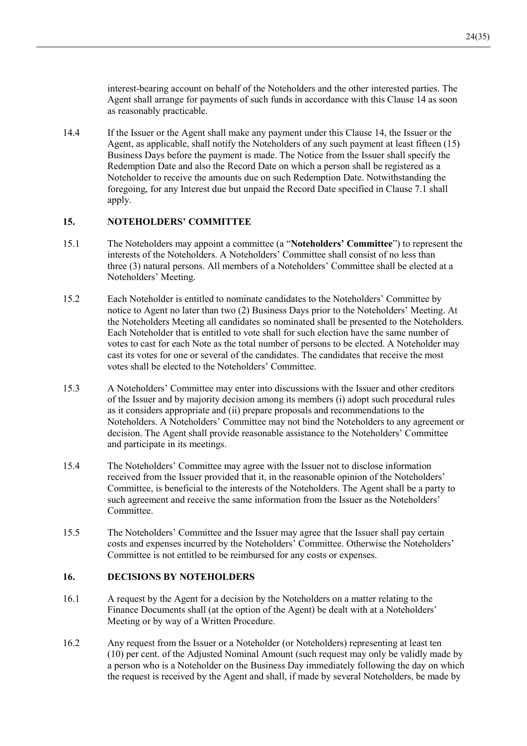interest-bearing account on behalf of the Noteholders and the other interested parties. The Agent shall arrange for payments of such funds in accordance with this Clause 14 as soon as reasonably practicable.

14.4 If the Issuer or the Agent shall make any payment under this Clause 14, the Issuer or the Agent, as applicable, shall notify the Noteholders of any such payment at least fifteen (15) Business Days before the payment is made. The Notice from the Issuer shall specify the Redemption Date and also the Record Date on which a person shall be registered as a Noteholder to receive the amounts due on such Redemption Date. Notwithstanding the foregoing, for any Interest due but unpaid the Record Date specified in Clause 7.1 shall apply.

## 15. NOTEHOLDERS' COMMITTEE

15.1 The Noteholders may appoint a committee (a "**Noteholders' Committee**") to represent the interests of the Noteholders. A Noteholders' Committee shall consist of no less than three (3) natural persons. All members of a Noteholders' Committee shall be elected at a Noteholders' Meeting.

15.2 Each Noteholder is entitled to nominate candidates to the Noteholders' Committee by notice to Agent no later than two (2) Business Days prior to the Noteholders' Meeting. At the Noteholders Meeting all candidates so nominated shall be presented to the Noteholders. Each Noteholder that is entitled to vote shall for such election have the same number of votes to cast for each Note as the total number of persons to be elected. A Noteholder may cast its votes for one or several of the candidates. The candidates that receive the most votes shall be elected to the Noteholders' Committee.

15.3 A Noteholders' Committee may enter into discussions with the Issuer and other creditors of the Issuer and by majority decision among its members (i) adopt such procedural rules as it considers appropriate and (ii) prepare proposals and recommendations to the Noteholders. A Noteholders' Committee may not bind the Noteholders to any agreement or decision. The Agent shall provide reasonable assistance to the Noteholders' Committee and participate in its meetings.

15.4 The Noteholders' Committee may agree with the Issuer not to disclose information received from the Issuer provided that it, in the reasonable opinion of the Noteholders' Committee, is beneficial to the interests of the Noteholders. The Agent shall be a party to such agreement and receive the same information from the Issuer as the Noteholders' Committee.

15.5 The Noteholders' Committee and the Issuer may agree that the Issuer shall pay certain costs and expenses incurred by the Noteholders' Committee. Otherwise the Noteholders' Committee is not entitled to be reimbursed for any costs or expenses.

## 16. DECISIONS BY NOTEHOLDERS

16.1 A request by the Agent for a decision by the Noteholders on a matter relating to the Finance Documents shall (at the option of the Agent) be dealt with at a Noteholders' Meeting or by way of a Written Procedure.

16.2 Any request from the Issuer or a Noteholder (or Noteholders) representing at least ten (10) per cent. of the Adjusted Nominal Amount (such request may only be validly made by a person who is a Noteholder on the Business Day immediately following the day on which the request is received by the Agent and shall, if made by several Noteholders, be made by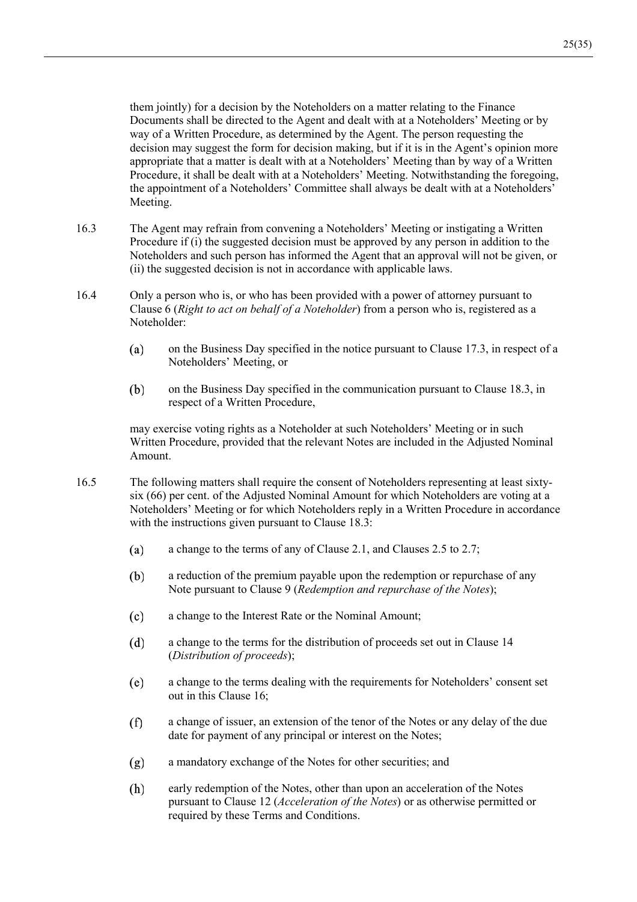them jointly) for a decision by the Noteholders on a matter relating to the Finance Documents shall be directed to the Agent and dealt with at a Noteholders' Meeting or by way of a Written Procedure, as determined by the Agent. The person requesting the decision may suggest the form for decision making, but if it is in the Agent's opinion more appropriate that a matter is dealt with at a Noteholders' Meeting than by way of a Written Procedure, it shall be dealt with at a Noteholders' Meeting. Notwithstanding the foregoing, the appointment of a Noteholders' Committee shall always be dealt with at a Noteholders' Meeting.

16.3 The Agent may refrain from convening a Noteholders' Meeting or instigating a Written Procedure if (i) the suggested decision must be approved by any person in addition to the Noteholders and such person has informed the Agent that an approval will not be given, or (ii) the suggested decision is not in accordance with applicable laws.

16.4 Only a person who is, or who has been provided with a power of attorney pursuant to Clause 6 (*Right to act on behalf of a Noteholder*) from a person who is, registered as a Noteholder:

(a) on the Business Day specified in the notice pursuant to Clause 17.3, in respect of a Noteholders' Meeting, or

(b) on the Business Day specified in the communication pursuant to Clause 18.3, in respect of a Written Procedure,

may exercise voting rights as a Noteholder at such Noteholders' Meeting or in such Written Procedure, provided that the relevant Notes are included in the Adjusted Nominal Amount.

16.5 The following matters shall require the consent of Noteholders representing at least sixty-six (66) per cent. of the Adjusted Nominal Amount for which Noteholders are voting at a Noteholders' Meeting or for which Noteholders reply in a Written Procedure in accordance with the instructions given pursuant to Clause 18.3:

(a) a change to the terms of any of Clause 2.1, and Clauses 2.5 to 2.7;

(b) a reduction of the premium payable upon the redemption or repurchase of any Note pursuant to Clause 9 (*Redemption and repurchase of the Notes*);

(c) a change to the Interest Rate or the Nominal Amount;

(d) a change to the terms for the distribution of proceeds set out in Clause 14 (*Distribution of proceeds*);

(e) a change to the terms dealing with the requirements for Noteholders' consent set out in this Clause 16;

(f) a change of issuer, an extension of the tenor of the Notes or any delay of the due date for payment of any principal or interest on the Notes;

(g) a mandatory exchange of the Notes for other securities; and

(h) early redemption of the Notes, other than upon an acceleration of the Notes pursuant to Clause 12 (*Acceleration of the Notes*) or as otherwise permitted or required by these Terms and Conditions.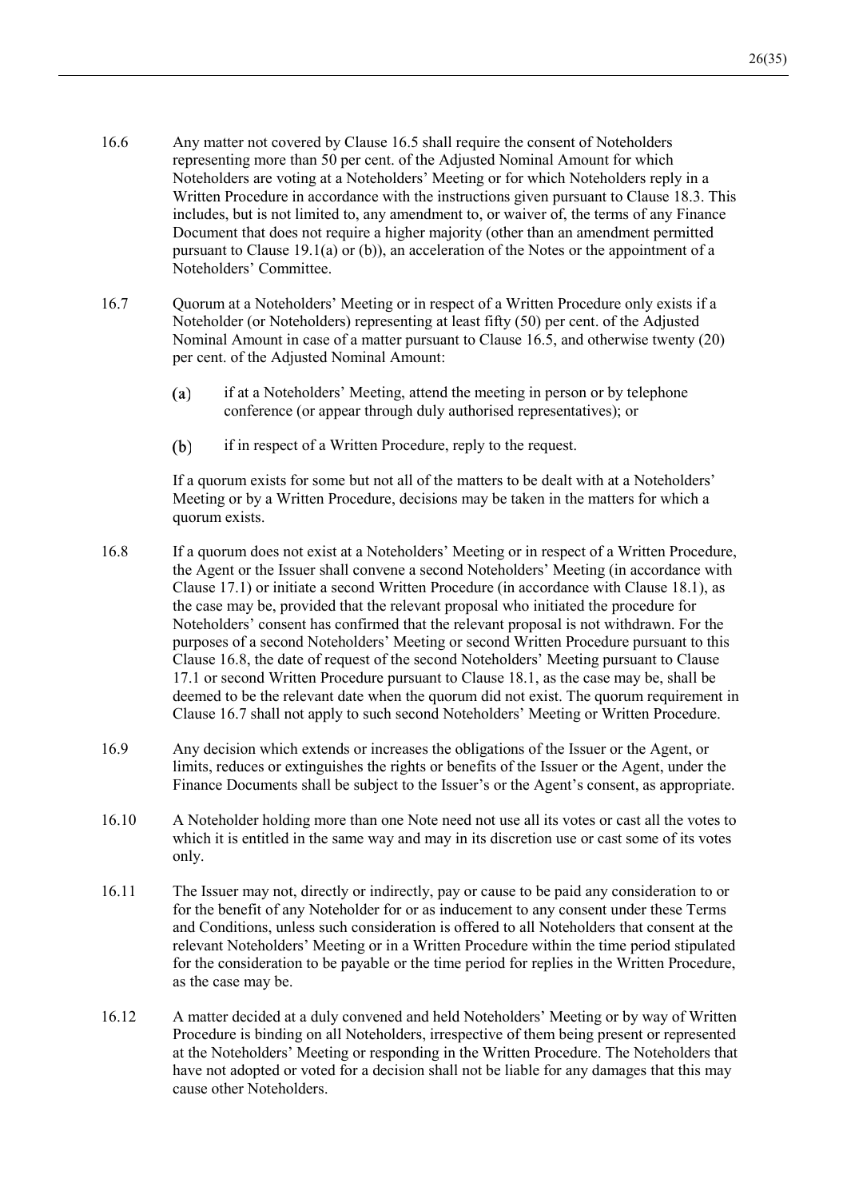16.6 Any matter not covered by Clause 16.5 shall require the consent of Noteholders representing more than 50 per cent. of the Adjusted Nominal Amount for which Noteholders are voting at a Noteholders' Meeting or for which Noteholders reply in a Written Procedure in accordance with the instructions given pursuant to Clause 18.3. This includes, but is not limited to, any amendment to, or waiver of, the terms of any Finance Document that does not require a higher majority (other than an amendment permitted pursuant to Clause 19.1(a) or (b)), an acceleration of the Notes or the appointment of a Noteholders' Committee.

16.7 Quorum at a Noteholders' Meeting or in respect of a Written Procedure only exists if a Noteholder (or Noteholders) representing at least fifty (50) per cent. of the Adjusted Nominal Amount in case of a matter pursuant to Clause 16.5, and otherwise twenty (20) per cent. of the Adjusted Nominal Amount:

(a) if at a Noteholders' Meeting, attend the meeting in person or by telephone conference (or appear through duly authorised representatives); or

(b) if in respect of a Written Procedure, reply to the request.

If a quorum exists for some but not all of the matters to be dealt with at a Noteholders' Meeting or by a Written Procedure, decisions may be taken in the matters for which a quorum exists.

16.8 If a quorum does not exist at a Noteholders' Meeting or in respect of a Written Procedure, the Agent or the Issuer shall convene a second Noteholders' Meeting (in accordance with Clause 17.1) or initiate a second Written Procedure (in accordance with Clause 18.1), as the case may be, provided that the relevant proposal who initiated the procedure for Noteholders' consent has confirmed that the relevant proposal is not withdrawn. For the purposes of a second Noteholders' Meeting or second Written Procedure pursuant to this Clause 16.8, the date of request of the second Noteholders' Meeting pursuant to Clause 17.1 or second Written Procedure pursuant to Clause 18.1, as the case may be, shall be deemed to be the relevant date when the quorum did not exist. The quorum requirement in Clause 16.7 shall not apply to such second Noteholders' Meeting or Written Procedure.

16.9 Any decision which extends or increases the obligations of the Issuer or the Agent, or limits, reduces or extinguishes the rights or benefits of the Issuer or the Agent, under the Finance Documents shall be subject to the Issuer's or the Agent's consent, as appropriate.

16.10 A Noteholder holding more than one Note need not use all its votes or cast all the votes to which it is entitled in the same way and may in its discretion use or cast some of its votes only.

16.11 The Issuer may not, directly or indirectly, pay or cause to be paid any consideration to or for the benefit of any Noteholder for or as inducement to any consent under these Terms and Conditions, unless such consideration is offered to all Noteholders that consent at the relevant Noteholders' Meeting or in a Written Procedure within the time period stipulated for the consideration to be payable or the time period for replies in the Written Procedure, as the case may be.

16.12 A matter decided at a duly convened and held Noteholders' Meeting or by way of Written Procedure is binding on all Noteholders, irrespective of them being present or represented at the Noteholders' Meeting or responding in the Written Procedure. The Noteholders that have not adopted or voted for a decision shall not be liable for any damages that this may cause other Noteholders.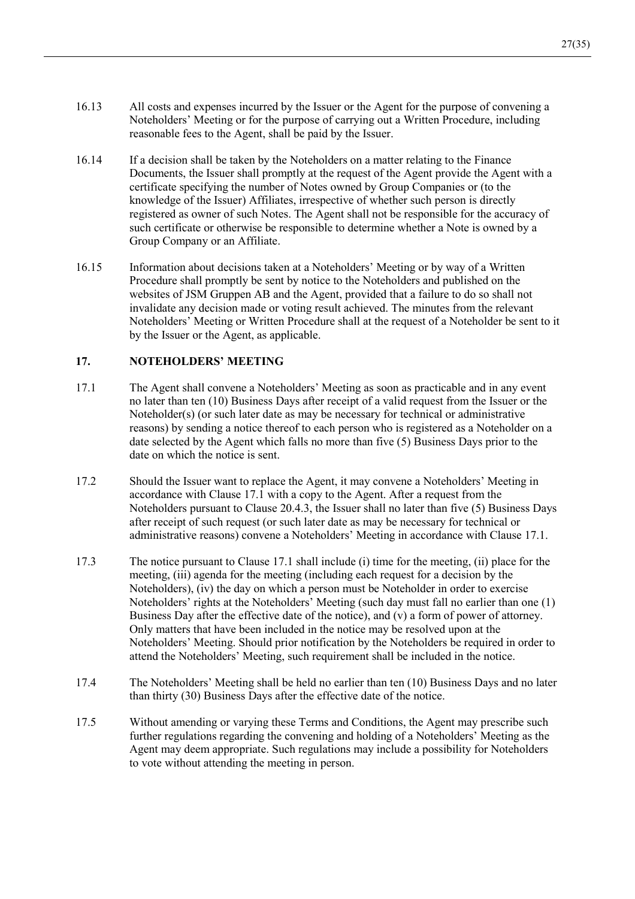16.13 All costs and expenses incurred by the Issuer or the Agent for the purpose of convening a Noteholders' Meeting or for the purpose of carrying out a Written Procedure, including reasonable fees to the Agent, shall be paid by the Issuer.

16.14 If a decision shall be taken by the Noteholders on a matter relating to the Finance Documents, the Issuer shall promptly at the request of the Agent provide the Agent with a certificate specifying the number of Notes owned by Group Companies or (to the knowledge of the Issuer) Affiliates, irrespective of whether such person is directly registered as owner of such Notes. The Agent shall not be responsible for the accuracy of such certificate or otherwise be responsible to determine whether a Note is owned by a Group Company or an Affiliate.

16.15 Information about decisions taken at a Noteholders' Meeting or by way of a Written Procedure shall promptly be sent by notice to the Noteholders and published on the websites of JSM Gruppen AB and the Agent, provided that a failure to do so shall not invalidate any decision made or voting result achieved. The minutes from the relevant Noteholders' Meeting or Written Procedure shall at the request of a Noteholder be sent to it by the Issuer or the Agent, as applicable.

## 17. NOTEHOLDERS' MEETING

17.1 The Agent shall convene a Noteholders' Meeting as soon as practicable and in any event no later than ten (10) Business Days after receipt of a valid request from the Issuer or the Noteholder(s) (or such later date as may be necessary for technical or administrative reasons) by sending a notice thereof to each person who is registered as a Noteholder on a date selected by the Agent which falls no more than five (5) Business Days prior to the date on which the notice is sent.

17.2 Should the Issuer want to replace the Agent, it may convene a Noteholders' Meeting in accordance with Clause 17.1 with a copy to the Agent. After a request from the Noteholders pursuant to Clause 20.4.3, the Issuer shall no later than five (5) Business Days after receipt of such request (or such later date as may be necessary for technical or administrative reasons) convene a Noteholders' Meeting in accordance with Clause 17.1.

17.3 The notice pursuant to Clause 17.1 shall include (i) time for the meeting, (ii) place for the meeting, (iii) agenda for the meeting (including each request for a decision by the Noteholders), (iv) the day on which a person must be Noteholder in order to exercise Noteholders' rights at the Noteholders' Meeting (such day must fall no earlier than one (1) Business Day after the effective date of the notice), and (v) a form of power of attorney. Only matters that have been included in the notice may be resolved upon at the Noteholders' Meeting. Should prior notification by the Noteholders be required in order to attend the Noteholders' Meeting, such requirement shall be included in the notice.

17.4 The Noteholders' Meeting shall be held no earlier than ten (10) Business Days and no later than thirty (30) Business Days after the effective date of the notice.

17.5 Without amending or varying these Terms and Conditions, the Agent may prescribe such further regulations regarding the convening and holding of a Noteholders' Meeting as the Agent may deem appropriate. Such regulations may include a possibility for Noteholders to vote without attending the meeting in person.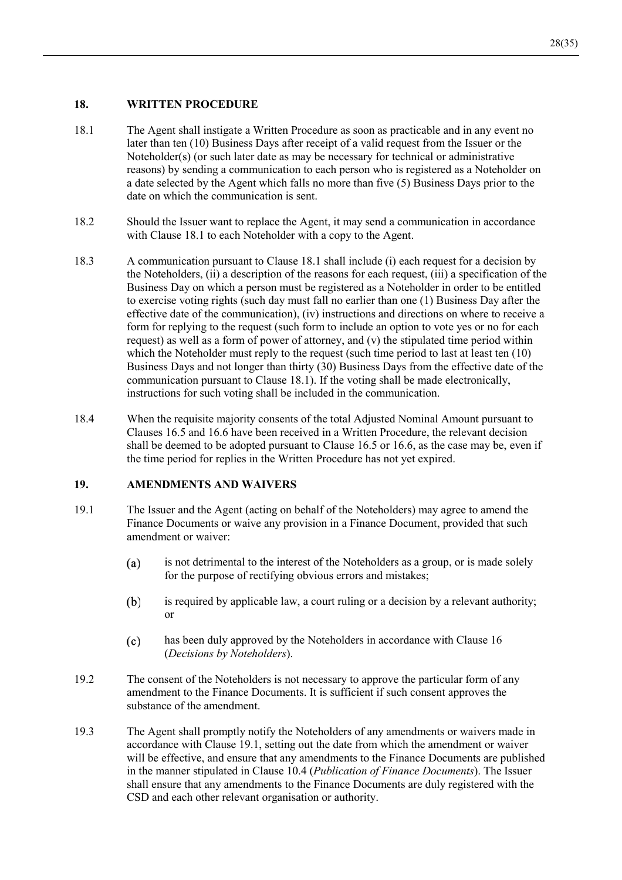## 18. WRITTEN PROCEDURE

18.1 The Agent shall instigate a Written Procedure as soon as practicable and in any event no later than ten (10) Business Days after receipt of a valid request from the Issuer or the Noteholder(s) (or such later date as may be necessary for technical or administrative reasons) by sending a communication to each person who is registered as a Noteholder on a date selected by the Agent which falls no more than five (5) Business Days prior to the date on which the communication is sent.

18.2 Should the Issuer want to replace the Agent, it may send a communication in accordance with Clause 18.1 to each Noteholder with a copy to the Agent.

18.3 A communication pursuant to Clause 18.1 shall include (i) each request for a decision by the Noteholders, (ii) a description of the reasons for each request, (iii) a specification of the Business Day on which a person must be registered as a Noteholder in order to be entitled to exercise voting rights (such day must fall no earlier than one (1) Business Day after the effective date of the communication), (iv) instructions and directions on where to receive a form for replying to the request (such form to include an option to vote yes or no for each request) as well as a form of power of attorney, and (v) the stipulated time period within which the Noteholder must reply to the request (such time period to last at least ten (10) Business Days and not longer than thirty (30) Business Days from the effective date of the communication pursuant to Clause 18.1). If the voting shall be made electronically, instructions for such voting shall be included in the communication.

18.4 When the requisite majority consents of the total Adjusted Nominal Amount pursuant to Clauses 16.5 and 16.6 have been received in a Written Procedure, the relevant decision shall be deemed to be adopted pursuant to Clause 16.5 or 16.6, as the case may be, even if the time period for replies in the Written Procedure has not yet expired.

## 19. AMENDMENTS AND WAIVERS

19.1 The Issuer and the Agent (acting on behalf of the Noteholders) may agree to amend the Finance Documents or waive any provision in a Finance Document, provided that such amendment or waiver:

(a) is not detrimental to the interest of the Noteholders as a group, or is made solely for the purpose of rectifying obvious errors and mistakes;

(b) is required by applicable law, a court ruling or a decision by a relevant authority; or

(c) has been duly approved by the Noteholders in accordance with Clause 16 (*Decisions by Noteholders*).

19.2 The consent of the Noteholders is not necessary to approve the particular form of any amendment to the Finance Documents. It is sufficient if such consent approves the substance of the amendment.

19.3 The Agent shall promptly notify the Noteholders of any amendments or waivers made in accordance with Clause 19.1, setting out the date from which the amendment or waiver will be effective, and ensure that any amendments to the Finance Documents are published in the manner stipulated in Clause 10.4 (*Publication of Finance Documents*). The Issuer shall ensure that any amendments to the Finance Documents are duly registered with the CSD and each other relevant organisation or authority.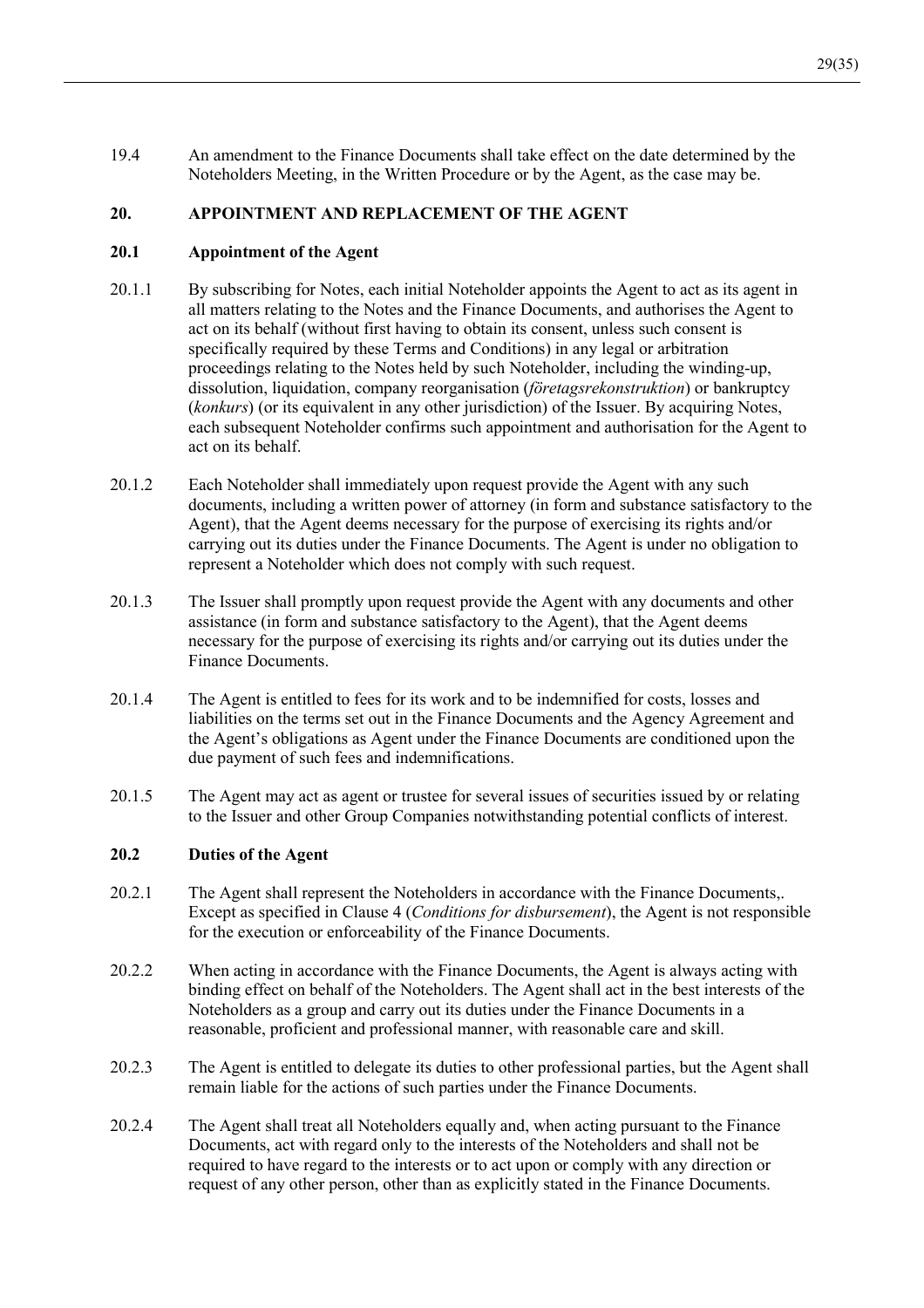19.4 An amendment to the Finance Documents shall take effect on the date determined by the Noteholders Meeting, in the Written Procedure or by the Agent, as the case may be.

## 20. APPOINTMENT AND REPLACEMENT OF THE AGENT

### 20.1 Appointment of the Agent

20.1.1 By subscribing for Notes, each initial Noteholder appoints the Agent to act as its agent in all matters relating to the Notes and the Finance Documents, and authorises the Agent to act on its behalf (without first having to obtain its consent, unless such consent is specifically required by these Terms and Conditions) in any legal or arbitration proceedings relating to the Notes held by such Noteholder, including the winding-up, dissolution, liquidation, company reorganisation (*företagsrekonstruktion*) or bankruptcy (*konkurs*) (or its equivalent in any other jurisdiction) of the Issuer. By acquiring Notes, each subsequent Noteholder confirms such appointment and authorisation for the Agent to act on its behalf.

20.1.2 Each Noteholder shall immediately upon request provide the Agent with any such documents, including a written power of attorney (in form and substance satisfactory to the Agent), that the Agent deems necessary for the purpose of exercising its rights and/or carrying out its duties under the Finance Documents. The Agent is under no obligation to represent a Noteholder which does not comply with such request.

20.1.3 The Issuer shall promptly upon request provide the Agent with any documents and other assistance (in form and substance satisfactory to the Agent), that the Agent deems necessary for the purpose of exercising its rights and/or carrying out its duties under the Finance Documents.

20.1.4 The Agent is entitled to fees for its work and to be indemnified for costs, losses and liabilities on the terms set out in the Finance Documents and the Agency Agreement and the Agent's obligations as Agent under the Finance Documents are conditioned upon the due payment of such fees and indemnifications.

20.1.5 The Agent may act as agent or trustee for several issues of securities issued by or relating to the Issuer and other Group Companies notwithstanding potential conflicts of interest.

### 20.2 Duties of the Agent

20.2.1 The Agent shall represent the Noteholders in accordance with the Finance Documents,. Except as specified in Clause 4 (*Conditions for disbursement*), the Agent is not responsible for the execution or enforceability of the Finance Documents.

20.2.2 When acting in accordance with the Finance Documents, the Agent is always acting with binding effect on behalf of the Noteholders. The Agent shall act in the best interests of the Noteholders as a group and carry out its duties under the Finance Documents in a reasonable, proficient and professional manner, with reasonable care and skill.

20.2.3 The Agent is entitled to delegate its duties to other professional parties, but the Agent shall remain liable for the actions of such parties under the Finance Documents.

20.2.4 The Agent shall treat all Noteholders equally and, when acting pursuant to the Finance Documents, act with regard only to the interests of the Noteholders and shall not be required to have regard to the interests or to act upon or comply with any direction or request of any other person, other than as explicitly stated in the Finance Documents.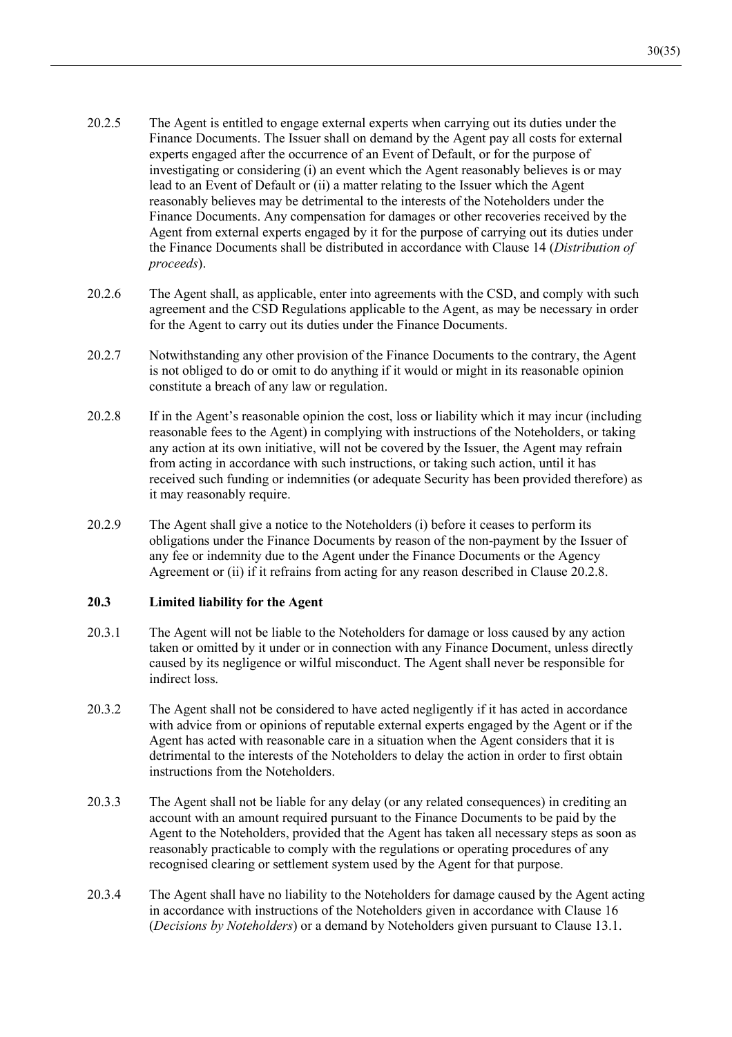20.2.5 The Agent is entitled to engage external experts when carrying out its duties under the Finance Documents. The Issuer shall on demand by the Agent pay all costs for external experts engaged after the occurrence of an Event of Default, or for the purpose of investigating or considering (i) an event which the Agent reasonably believes is or may lead to an Event of Default or (ii) a matter relating to the Issuer which the Agent reasonably believes may be detrimental to the interests of the Noteholders under the Finance Documents. Any compensation for damages or other recoveries received by the Agent from external experts engaged by it for the purpose of carrying out its duties under the Finance Documents shall be distributed in accordance with Clause 14 (*Distribution of proceeds*).

20.2.6 The Agent shall, as applicable, enter into agreements with the CSD, and comply with such agreement and the CSD Regulations applicable to the Agent, as may be necessary in order for the Agent to carry out its duties under the Finance Documents.

20.2.7 Notwithstanding any other provision of the Finance Documents to the contrary, the Agent is not obliged to do or omit to do anything if it would or might in its reasonable opinion constitute a breach of any law or regulation.

20.2.8 If in the Agent's reasonable opinion the cost, loss or liability which it may incur (including reasonable fees to the Agent) in complying with instructions of the Noteholders, or taking any action at its own initiative, will not be covered by the Issuer, the Agent may refrain from acting in accordance with such instructions, or taking such action, until it has received such funding or indemnities (or adequate Security has been provided therefore) as it may reasonably require.

20.2.9 The Agent shall give a notice to the Noteholders (i) before it ceases to perform its obligations under the Finance Documents by reason of the non-payment by the Issuer of any fee or indemnity due to the Agent under the Finance Documents or the Agency Agreement or (ii) if it refrains from acting for any reason described in Clause 20.2.8.

### 20.3 Limited liability for the Agent

20.3.1 The Agent will not be liable to the Noteholders for damage or loss caused by any action taken or omitted by it under or in connection with any Finance Document, unless directly caused by its negligence or wilful misconduct. The Agent shall never be responsible for indirect loss.

20.3.2 The Agent shall not be considered to have acted negligently if it has acted in accordance with advice from or opinions of reputable external experts engaged by the Agent or if the Agent has acted with reasonable care in a situation when the Agent considers that it is detrimental to the interests of the Noteholders to delay the action in order to first obtain instructions from the Noteholders.

20.3.3 The Agent shall not be liable for any delay (or any related consequences) in crediting an account with an amount required pursuant to the Finance Documents to be paid by the Agent to the Noteholders, provided that the Agent has taken all necessary steps as soon as reasonably practicable to comply with the regulations or operating procedures of any recognised clearing or settlement system used by the Agent for that purpose.

20.3.4 The Agent shall have no liability to the Noteholders for damage caused by the Agent acting in accordance with instructions of the Noteholders given in accordance with Clause 16 (*Decisions by Noteholders*) or a demand by Noteholders given pursuant to Clause 13.1.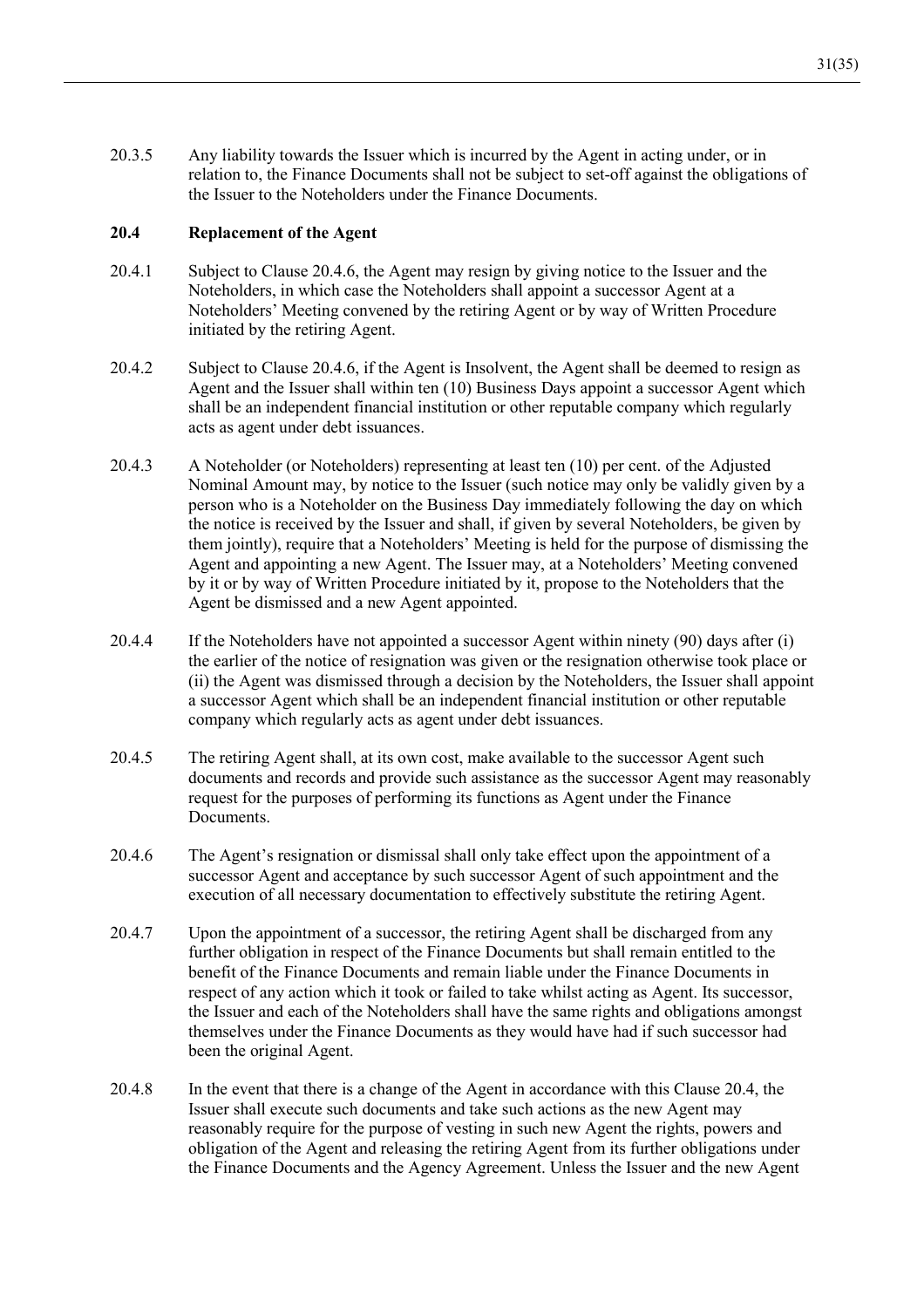20.3.5 Any liability towards the Issuer which is incurred by the Agent in acting under, or in relation to, the Finance Documents shall not be subject to set-off against the obligations of the Issuer to the Noteholders under the Finance Documents.

### 20.4 Replacement of the Agent

20.4.1 Subject to Clause 20.4.6, the Agent may resign by giving notice to the Issuer and the Noteholders, in which case the Noteholders shall appoint a successor Agent at a Noteholders' Meeting convened by the retiring Agent or by way of Written Procedure initiated by the retiring Agent.

20.4.2 Subject to Clause 20.4.6, if the Agent is Insolvent, the Agent shall be deemed to resign as Agent and the Issuer shall within ten (10) Business Days appoint a successor Agent which shall be an independent financial institution or other reputable company which regularly acts as agent under debt issuances.

20.4.3 A Noteholder (or Noteholders) representing at least ten (10) per cent. of the Adjusted Nominal Amount may, by notice to the Issuer (such notice may only be validly given by a person who is a Noteholder on the Business Day immediately following the day on which the notice is received by the Issuer and shall, if given by several Noteholders, be given by them jointly), require that a Noteholders' Meeting is held for the purpose of dismissing the Agent and appointing a new Agent. The Issuer may, at a Noteholders' Meeting convened by it or by way of Written Procedure initiated by it, propose to the Noteholders that the Agent be dismissed and a new Agent appointed.

20.4.4 If the Noteholders have not appointed a successor Agent within ninety (90) days after (i) the earlier of the notice of resignation was given or the resignation otherwise took place or (ii) the Agent was dismissed through a decision by the Noteholders, the Issuer shall appoint a successor Agent which shall be an independent financial institution or other reputable company which regularly acts as agent under debt issuances.

20.4.5 The retiring Agent shall, at its own cost, make available to the successor Agent such documents and records and provide such assistance as the successor Agent may reasonably request for the purposes of performing its functions as Agent under the Finance Documents.

20.4.6 The Agent's resignation or dismissal shall only take effect upon the appointment of a successor Agent and acceptance by such successor Agent of such appointment and the execution of all necessary documentation to effectively substitute the retiring Agent.

20.4.7 Upon the appointment of a successor, the retiring Agent shall be discharged from any further obligation in respect of the Finance Documents but shall remain entitled to the benefit of the Finance Documents and remain liable under the Finance Documents in respect of any action which it took or failed to take whilst acting as Agent. Its successor, the Issuer and each of the Noteholders shall have the same rights and obligations amongst themselves under the Finance Documents as they would have had if such successor had been the original Agent.

20.4.8 In the event that there is a change of the Agent in accordance with this Clause 20.4, the Issuer shall execute such documents and take such actions as the new Agent may reasonably require for the purpose of vesting in such new Agent the rights, powers and obligation of the Agent and releasing the retiring Agent from its further obligations under the Finance Documents and the Agency Agreement. Unless the Issuer and the new Agent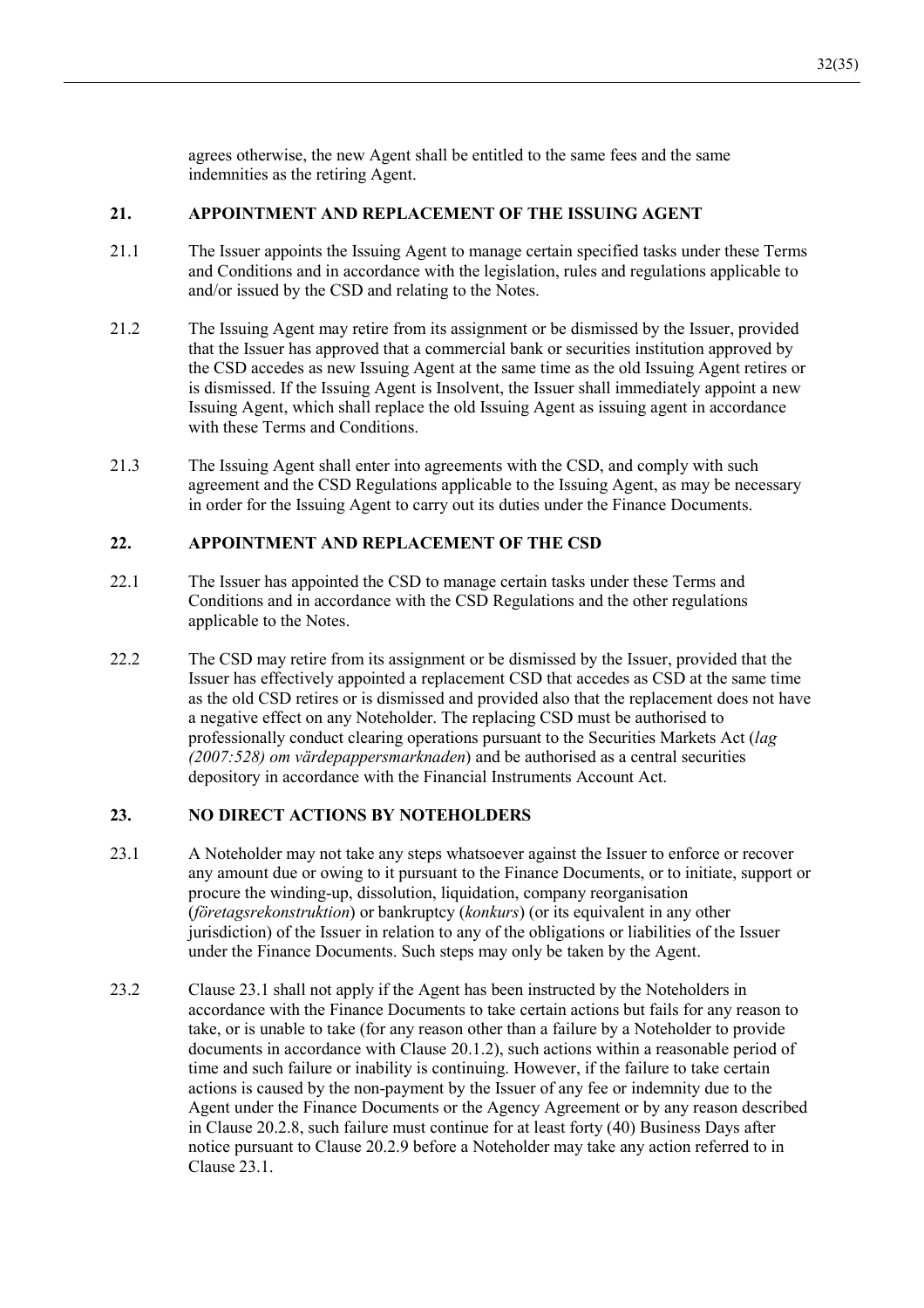agrees otherwise, the new Agent shall be entitled to the same fees and the same indemnities as the retiring Agent.

## 21. APPOINTMENT AND REPLACEMENT OF THE ISSUING AGENT

21.1 The Issuer appoints the Issuing Agent to manage certain specified tasks under these Terms and Conditions and in accordance with the legislation, rules and regulations applicable to and/or issued by the CSD and relating to the Notes.

21.2 The Issuing Agent may retire from its assignment or be dismissed by the Issuer, provided that the Issuer has approved that a commercial bank or securities institution approved by the CSD accedes as new Issuing Agent at the same time as the old Issuing Agent retires or is dismissed. If the Issuing Agent is Insolvent, the Issuer shall immediately appoint a new Issuing Agent, which shall replace the old Issuing Agent as issuing agent in accordance with these Terms and Conditions.

21.3 The Issuing Agent shall enter into agreements with the CSD, and comply with such agreement and the CSD Regulations applicable to the Issuing Agent, as may be necessary in order for the Issuing Agent to carry out its duties under the Finance Documents.

## 22. APPOINTMENT AND REPLACEMENT OF THE CSD

22.1 The Issuer has appointed the CSD to manage certain tasks under these Terms and Conditions and in accordance with the CSD Regulations and the other regulations applicable to the Notes.

22.2 The CSD may retire from its assignment or be dismissed by the Issuer, provided that the Issuer has effectively appointed a replacement CSD that accedes as CSD at the same time as the old CSD retires or is dismissed and provided also that the replacement does not have a negative effect on any Noteholder. The replacing CSD must be authorised to professionally conduct clearing operations pursuant to the Securities Markets Act (*lag (2007:528) om värdepappersmarknaden*) and be authorised as a central securities depository in accordance with the Financial Instruments Account Act.

## 23. NO DIRECT ACTIONS BY NOTEHOLDERS

23.1 A Noteholder may not take any steps whatsoever against the Issuer to enforce or recover any amount due or owing to it pursuant to the Finance Documents, or to initiate, support or procure the winding-up, dissolution, liquidation, company reorganisation (*företagsrekonstruktion*) or bankruptcy (*konkurs*) (or its equivalent in any other jurisdiction) of the Issuer in relation to any of the obligations or liabilities of the Issuer under the Finance Documents. Such steps may only be taken by the Agent.

23.2 Clause 23.1 shall not apply if the Agent has been instructed by the Noteholders in accordance with the Finance Documents to take certain actions but fails for any reason to take, or is unable to take (for any reason other than a failure by a Noteholder to provide documents in accordance with Clause 20.1.2), such actions within a reasonable period of time and such failure or inability is continuing. However, if the failure to take certain actions is caused by the non-payment by the Issuer of any fee or indemnity due to the Agent under the Finance Documents or the Agency Agreement or by any reason described in Clause 20.2.8, such failure must continue for at least forty (40) Business Days after notice pursuant to Clause 20.2.9 before a Noteholder may take any action referred to in Clause 23.1.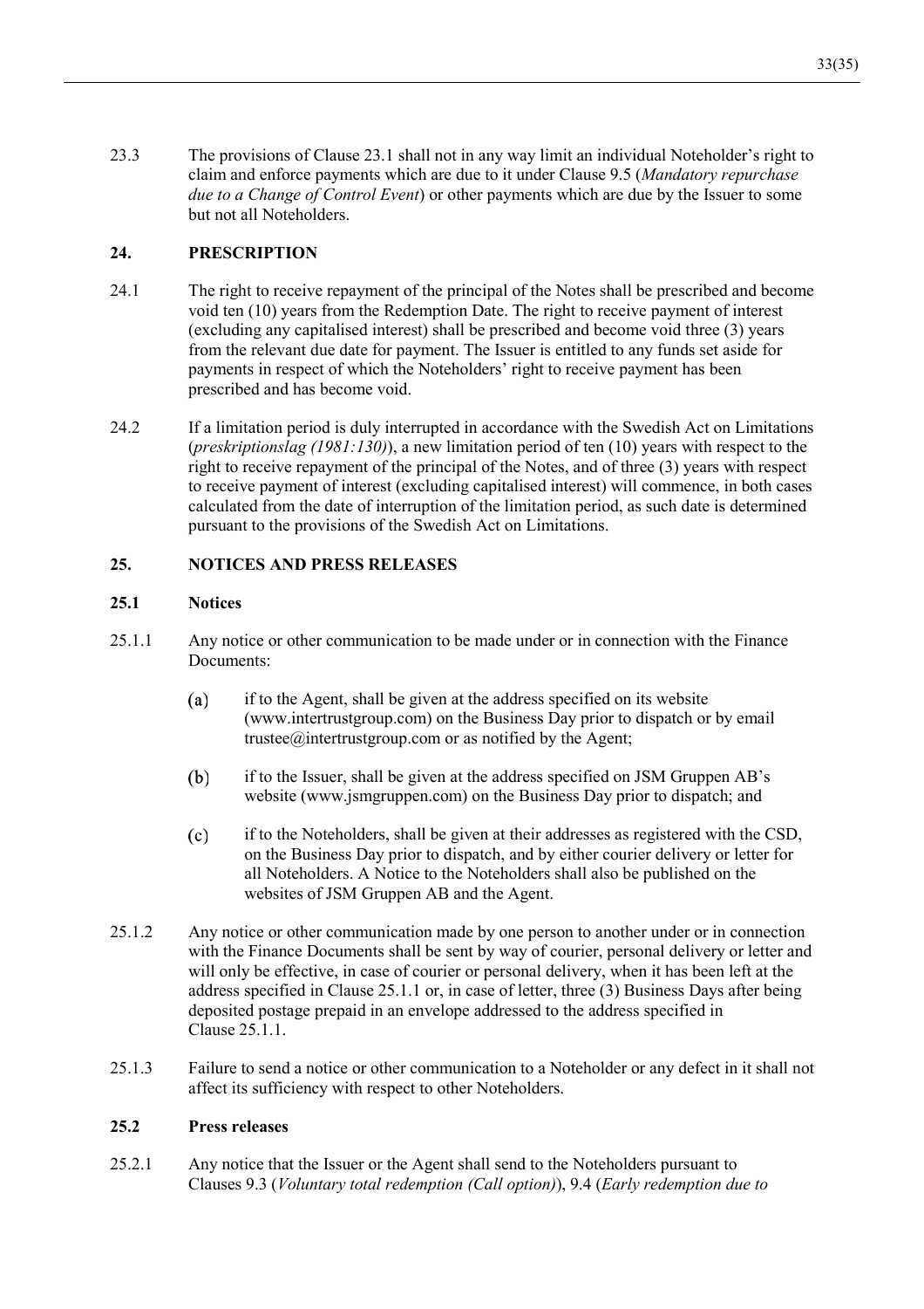23.3 The provisions of Clause 23.1 shall not in any way limit an individual Noteholder's right to claim and enforce payments which are due to it under Clause 9.5 (*Mandatory repurchase due to a Change of Control Event*) or other payments which are due by the Issuer to some but not all Noteholders.

## 24. PRESCRIPTION

24.1 The right to receive repayment of the principal of the Notes shall be prescribed and become void ten (10) years from the Redemption Date. The right to receive payment of interest (excluding any capitalised interest) shall be prescribed and become void three (3) years from the relevant due date for payment. The Issuer is entitled to any funds set aside for payments in respect of which the Noteholders' right to receive payment has been prescribed and has become void.

24.2 If a limitation period is duly interrupted in accordance with the Swedish Act on Limitations (*preskriptionslag (1981:130)*), a new limitation period of ten (10) years with respect to the right to receive repayment of the principal of the Notes, and of three (3) years with respect to receive payment of interest (excluding capitalised interest) will commence, in both cases calculated from the date of interruption of the limitation period, as such date is determined pursuant to the provisions of the Swedish Act on Limitations.

## 25. NOTICES AND PRESS RELEASES

### 25.1 Notices

25.1.1 Any notice or other communication to be made under or in connection with the Finance Documents:

(a) if to the Agent, shall be given at the address specified on its website (www.intertrustgroup.com) on the Business Day prior to dispatch or by email trustee@intertrustgroup.com or as notified by the Agent;

(b) if to the Issuer, shall be given at the address specified on JSM Gruppen AB's website (www.jsmgruppen.com) on the Business Day prior to dispatch; and

(c) if to the Noteholders, shall be given at their addresses as registered with the CSD, on the Business Day prior to dispatch, and by either courier delivery or letter for all Noteholders. A Notice to the Noteholders shall also be published on the websites of JSM Gruppen AB and the Agent.

25.1.2 Any notice or other communication made by one person to another under or in connection with the Finance Documents shall be sent by way of courier, personal delivery or letter and will only be effective, in case of courier or personal delivery, when it has been left at the address specified in Clause 25.1.1 or, in case of letter, three (3) Business Days after being deposited postage prepaid in an envelope addressed to the address specified in Clause 25.1.1.

25.1.3 Failure to send a notice or other communication to a Noteholder or any defect in it shall not affect its sufficiency with respect to other Noteholders.

### 25.2 Press releases

25.2.1 Any notice that the Issuer or the Agent shall send to the Noteholders pursuant to Clauses 9.3 (*Voluntary total redemption (Call option)*), 9.4 (*Early redemption due to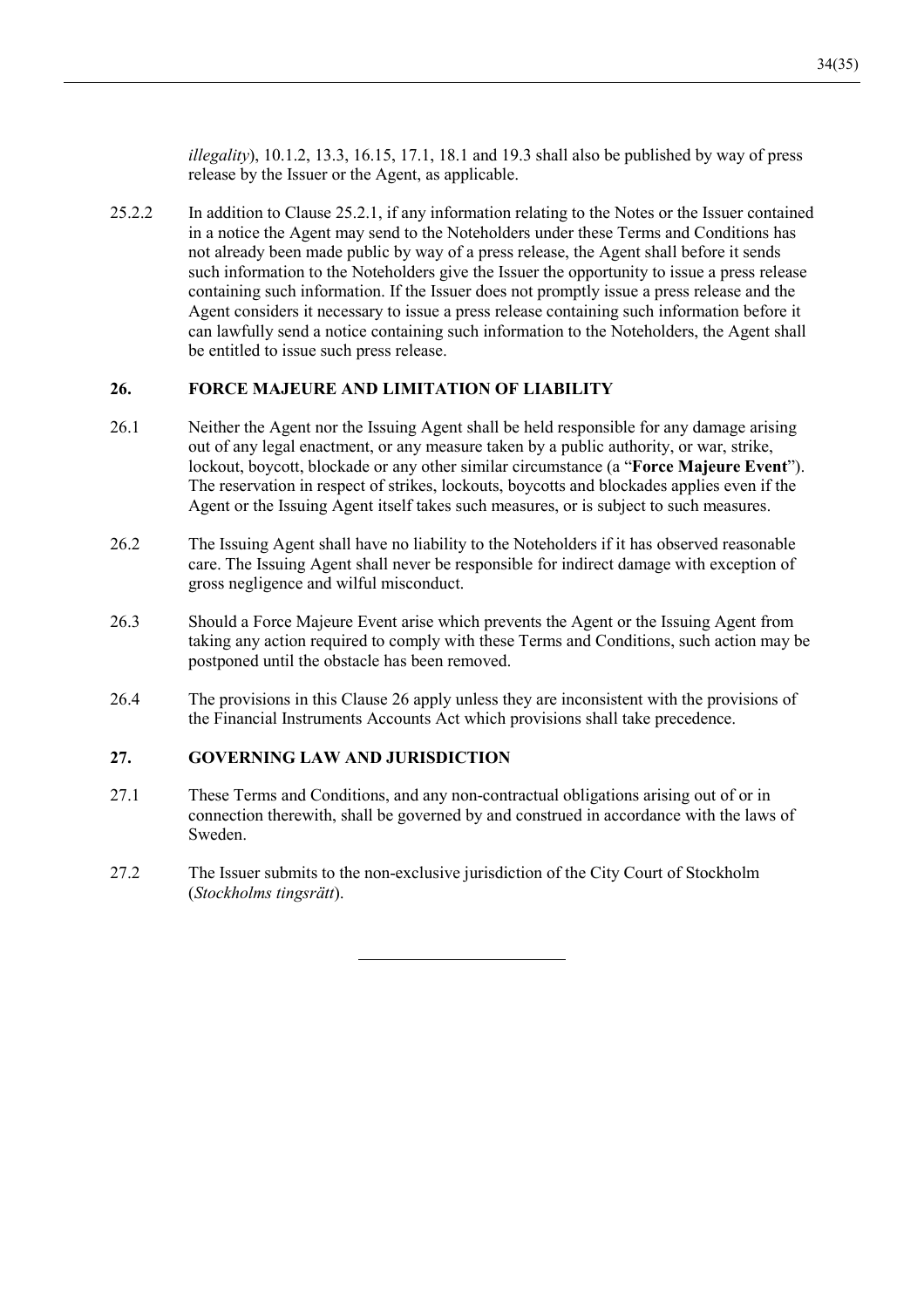*illegality*), 10.1.2, 13.3, 16.15, 17.1, 18.1 and 19.3 shall also be published by way of press release by the Issuer or the Agent, as applicable.

25.2.2 In addition to Clause 25.2.1, if any information relating to the Notes or the Issuer contained in a notice the Agent may send to the Noteholders under these Terms and Conditions has not already been made public by way of a press release, the Agent shall before it sends such information to the Noteholders give the Issuer the opportunity to issue a press release containing such information. If the Issuer does not promptly issue a press release and the Agent considers it necessary to issue a press release containing such information before it can lawfully send a notice containing such information to the Noteholders, the Agent shall be entitled to issue such press release.

## 26. FORCE MAJEURE AND LIMITATION OF LIABILITY

26.1 Neither the Agent nor the Issuing Agent shall be held responsible for any damage arising out of any legal enactment, or any measure taken by a public authority, or war, strike, lockout, boycott, blockade or any other similar circumstance (a "**Force Majeure Event**"). The reservation in respect of strikes, lockouts, boycotts and blockades applies even if the Agent or the Issuing Agent itself takes such measures, or is subject to such measures.

26.2 The Issuing Agent shall have no liability to the Noteholders if it has observed reasonable care. The Issuing Agent shall never be responsible for indirect damage with exception of gross negligence and wilful misconduct.

26.3 Should a Force Majeure Event arise which prevents the Agent or the Issuing Agent from taking any action required to comply with these Terms and Conditions, such action may be postponed until the obstacle has been removed.

26.4 The provisions in this Clause 26 apply unless they are inconsistent with the provisions of the Financial Instruments Accounts Act which provisions shall take precedence.

## 27. GOVERNING LAW AND JURISDICTION

27.1 These Terms and Conditions, and any non-contractual obligations arising out of or in connection therewith, shall be governed by and construed in accordance with the laws of Sweden.

27.2 The Issuer submits to the non-exclusive jurisdiction of the City Court of Stockholm (*Stockholms tingsrätt*).

---